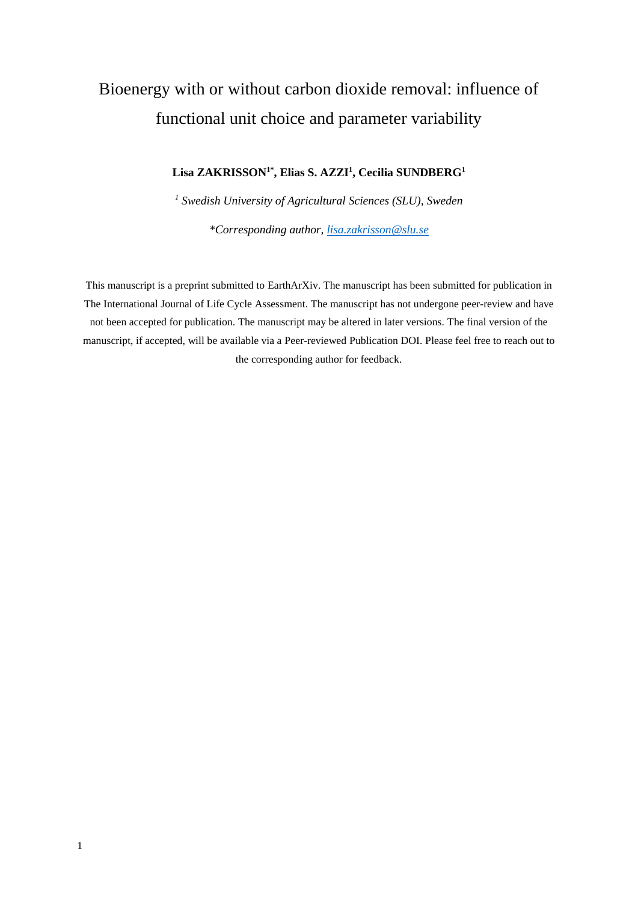# Bioenergy with or without carbon dioxide removal: influence of functional unit choice and parameter variability

**Lisa ZAKRISSON[1*], Elias S. AZZI[1], Cecilia SUNDBERG[1]**

[1] *Swedish University of Agricultural Sciences (SLU), Sweden*

*\*Corresponding author, lisa.zakrisson@slu.se*

This manuscript is a preprint submitted to EarthArXiv. The manuscript has been submitted for publication in The International Journal of Life Cycle Assessment. The manuscript has not undergone peer-review and have not been accepted for publication. The manuscript may be altered in later versions. The final version of the manuscript, if accepted, will be available via a Peer-reviewed Publication DOI. Please feel free to reach out to the corresponding author for feedback.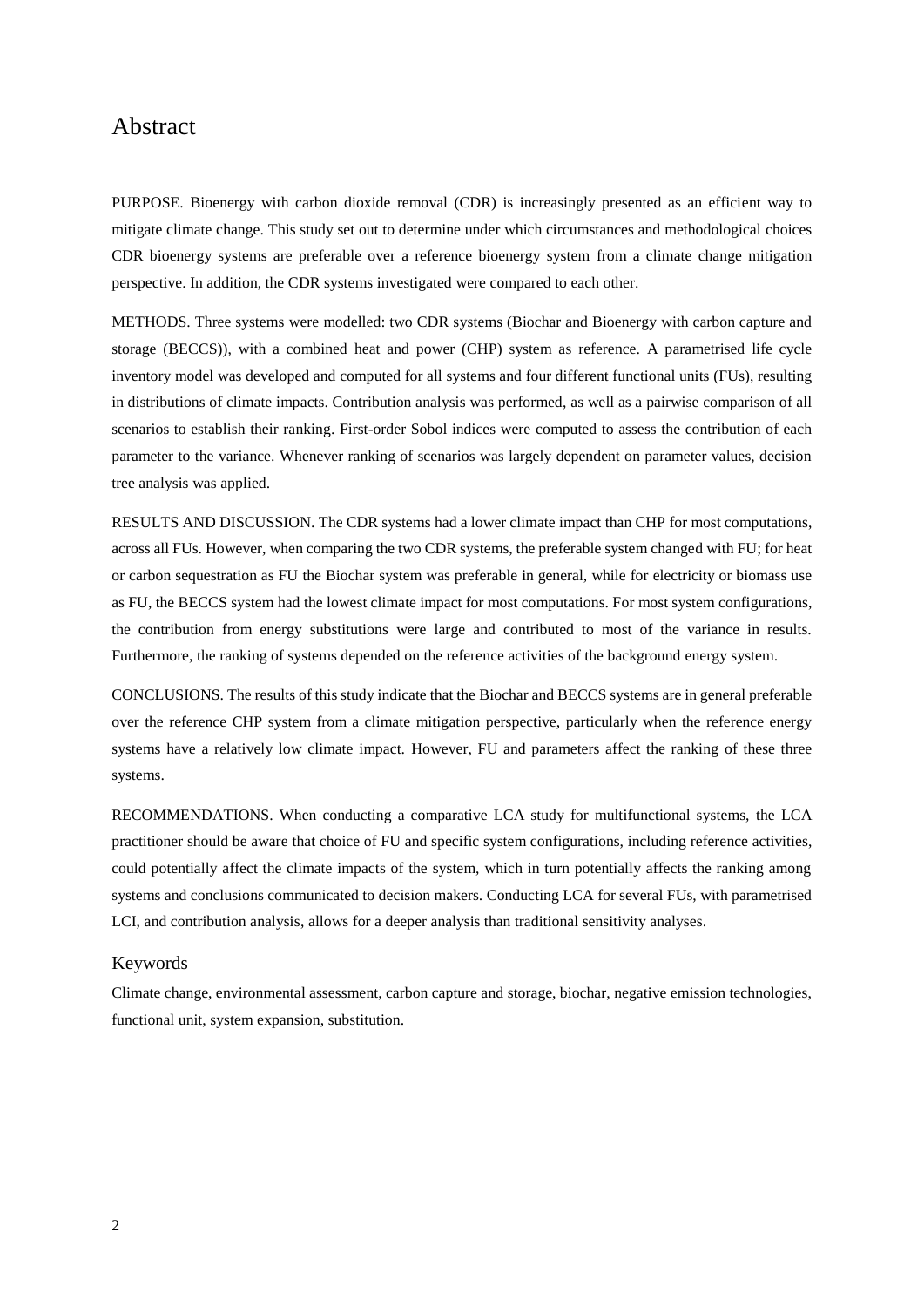# Abstract

PURPOSE. Bioenergy with carbon dioxide removal (CDR) is increasingly presented as an efficient way to mitigate climate change. This study set out to determine under which circumstances and methodological choices CDR bioenergy systems are preferable over a reference bioenergy system from a climate change mitigation perspective. In addition, the CDR systems investigated were compared to each other.

METHODS. Three systems were modelled: two CDR systems (Biochar and Bioenergy with carbon capture and storage (BECCS)), with a combined heat and power (CHP) system as reference. A parametrised life cycle inventory model was developed and computed for all systems and four different functional units (FUs), resulting in distributions of climate impacts. Contribution analysis was performed, as well as a pairwise comparison of all scenarios to establish their ranking. First-order Sobol indices were computed to assess the contribution of each parameter to the variance. Whenever ranking of scenarios was largely dependent on parameter values, decision tree analysis was applied.

RESULTS AND DISCUSSION. The CDR systems had a lower climate impact than CHP for most computations, across all FUs. However, when comparing the two CDR systems, the preferable system changed with FU; for heat or carbon sequestration as FU the Biochar system was preferable in general, while for electricity or biomass use as FU, the BECCS system had the lowest climate impact for most computations. For most system configurations, the contribution from energy substitutions were large and contributed to most of the variance in results. Furthermore, the ranking of systems depended on the reference activities of the background energy system.

CONCLUSIONS. The results of this study indicate that the Biochar and BECCS systems are in general preferable over the reference CHP system from a climate mitigation perspective, particularly when the reference energy systems have a relatively low climate impact. However, FU and parameters affect the ranking of these three systems.

RECOMMENDATIONS. When conducting a comparative LCA study for multifunctional systems, the LCA practitioner should be aware that choice of FU and specific system configurations, including reference activities, could potentially affect the climate impacts of the system, which in turn potentially affects the ranking among systems and conclusions communicated to decision makers. Conducting LCA for several FUs, with parametrised LCI, and contribution analysis, allows for a deeper analysis than traditional sensitivity analyses.

## Keywords

Climate change, environmental assessment, carbon capture and storage, biochar, negative emission technologies, functional unit, system expansion, substitution.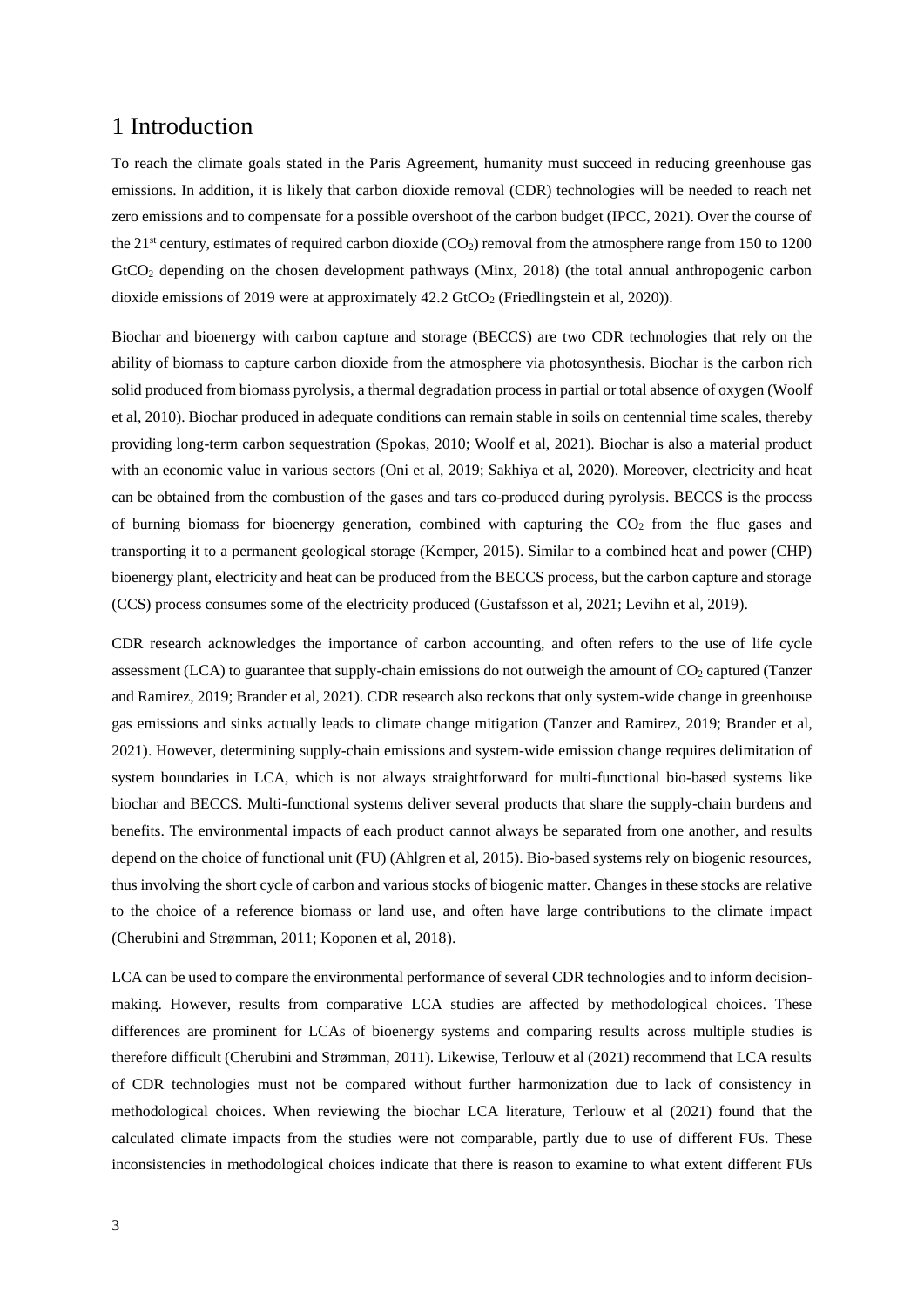# 1 Introduction

To reach the climate goals stated in the Paris Agreement, humanity must succeed in reducing greenhouse gas emissions. In addition, it is likely that carbon dioxide removal (CDR) technologies will be needed to reach net zero emissions and to compensate for a possible overshoot of the carbon budget (IPCC, 2021). Over the course of the 21st century, estimates of required carbon dioxide ($CO_2$) removal from the atmosphere range from 150 to 1200 $GtCO_2$ depending on the chosen development pathways (Minx, 2018) (the total annual anthropogenic carbon dioxide emissions of 2019 were at approximately 42.2 $GtCO_2$ (Friedlingstein et al, 2020)).

Biochar and bioenergy with carbon capture and storage (BECCS) are two CDR technologies that rely on the ability of biomass to capture carbon dioxide from the atmosphere via photosynthesis. Biochar is the carbon rich solid produced from biomass pyrolysis, a thermal degradation process in partial or total absence of oxygen (Woolf et al, 2010). Biochar produced in adequate conditions can remain stable in soils on centennial time scales, thereby providing long-term carbon sequestration (Spokas, 2010; Woolf et al, 2021). Biochar is also a material product with an economic value in various sectors (Oni et al, 2019; Sakhiya et al, 2020). Moreover, electricity and heat can be obtained from the combustion of the gases and tars co-produced during pyrolysis. BECCS is the process of burning biomass for bioenergy generation, combined with capturing the $CO_2$ from the flue gases and transporting it to a permanent geological storage (Kemper, 2015). Similar to a combined heat and power (CHP) bioenergy plant, electricity and heat can be produced from the BECCS process, but the carbon capture and storage (CCS) process consumes some of the electricity produced (Gustafsson et al, 2021; Levihn et al, 2019).

CDR research acknowledges the importance of carbon accounting, and often refers to the use of life cycle assessment (LCA) to guarantee that supply-chain emissions do not outweigh the amount of $CO_2$ captured (Tanzer and Ramirez, 2019; Brander et al, 2021). CDR research also reckons that only system-wide change in greenhouse gas emissions and sinks actually leads to climate change mitigation (Tanzer and Ramirez, 2019; Brander et al, 2021). However, determining supply-chain emissions and system-wide emission change requires delimitation of system boundaries in LCA, which is not always straightforward for multi-functional bio-based systems like biochar and BECCS. Multi-functional systems deliver several products that share the supply-chain burdens and benefits. The environmental impacts of each product cannot always be separated from one another, and results depend on the choice of functional unit (FU) (Ahlgren et al, 2015). Bio-based systems rely on biogenic resources, thus involving the short cycle of carbon and various stocks of biogenic matter. Changes in these stocks are relative to the choice of a reference biomass or land use, and often have large contributions to the climate impact (Cherubini and Strømman, 2011; Koponen et al, 2018).

LCA can be used to compare the environmental performance of several CDR technologies and to inform decision-making. However, results from comparative LCA studies are affected by methodological choices. These differences are prominent for LCAs of bioenergy systems and comparing results across multiple studies is therefore difficult (Cherubini and Strømman, 2011). Likewise, Terlouw et al (2021) recommend that LCA results of CDR technologies must not be compared without further harmonization due to lack of consistency in methodological choices. When reviewing the biochar LCA literature, Terlouw et al (2021) found that the calculated climate impacts from the studies were not comparable, partly due to use of different FUs. These inconsistencies in methodological choices indicate that there is reason to examine to what extent different FUs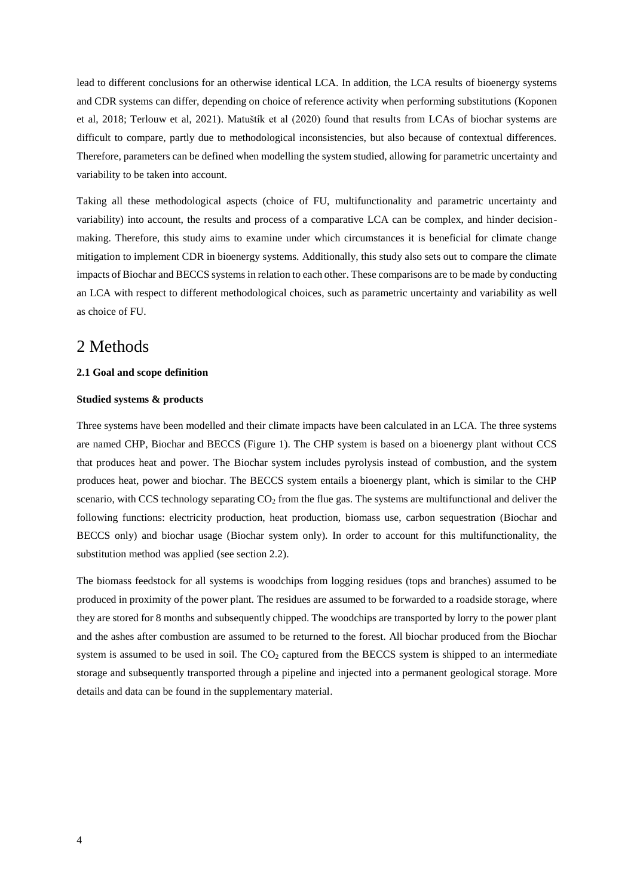lead to different conclusions for an otherwise identical LCA. In addition, the LCA results of bioenergy systems and CDR systems can differ, depending on choice of reference activity when performing substitutions (Koponen et al, 2018; Terlouw et al, 2021). Matuštík et al (2020) found that results from LCAs of biochar systems are difficult to compare, partly due to methodological inconsistencies, but also because of contextual differences. Therefore, parameters can be defined when modelling the system studied, allowing for parametric uncertainty and variability to be taken into account.

Taking all these methodological aspects (choice of FU, multifunctionality and parametric uncertainty and variability) into account, the results and process of a comparative LCA can be complex, and hinder decision-making. Therefore, this study aims to examine under which circumstances it is beneficial for climate change mitigation to implement CDR in bioenergy systems. Additionally, this study also sets out to compare the climate impacts of Biochar and BECCS systems in relation to each other. These comparisons are to be made by conducting an LCA with respect to different methodological choices, such as parametric uncertainty and variability as well as choice of FU.

# 2 Methods

### 2.1 Goal and scope definition

#### Studied systems & products

Three systems have been modelled and their climate impacts have been calculated in an LCA. The three systems are named CHP, Biochar and BECCS (Figure 1). The CHP system is based on a bioenergy plant without CCS that produces heat and power. The Biochar system includes pyrolysis instead of combustion, and the system produces heat, power and biochar. The BECCS system entails a bioenergy plant, which is similar to the CHP scenario, with CCS technology separating $CO_2$ from the flue gas. The systems are multifunctional and deliver the following functions: electricity production, heat production, biomass use, carbon sequestration (Biochar and BECCS only) and biochar usage (Biochar system only). In order to account for this multifunctionality, the substitution method was applied (see section 2.2).

The biomass feedstock for all systems is woodchips from logging residues (tops and branches) assumed to be produced in proximity of the power plant. The residues are assumed to be forwarded to a roadside storage, where they are stored for 8 months and subsequently chipped. The woodchips are transported by lorry to the power plant and the ashes after combustion are assumed to be returned to the forest. All biochar produced from the Biochar system is assumed to be used in soil. The $CO_2$ captured from the BECCS system is shipped to an intermediate storage and subsequently transported through a pipeline and injected into a permanent geological storage. More details and data can be found in the supplementary material.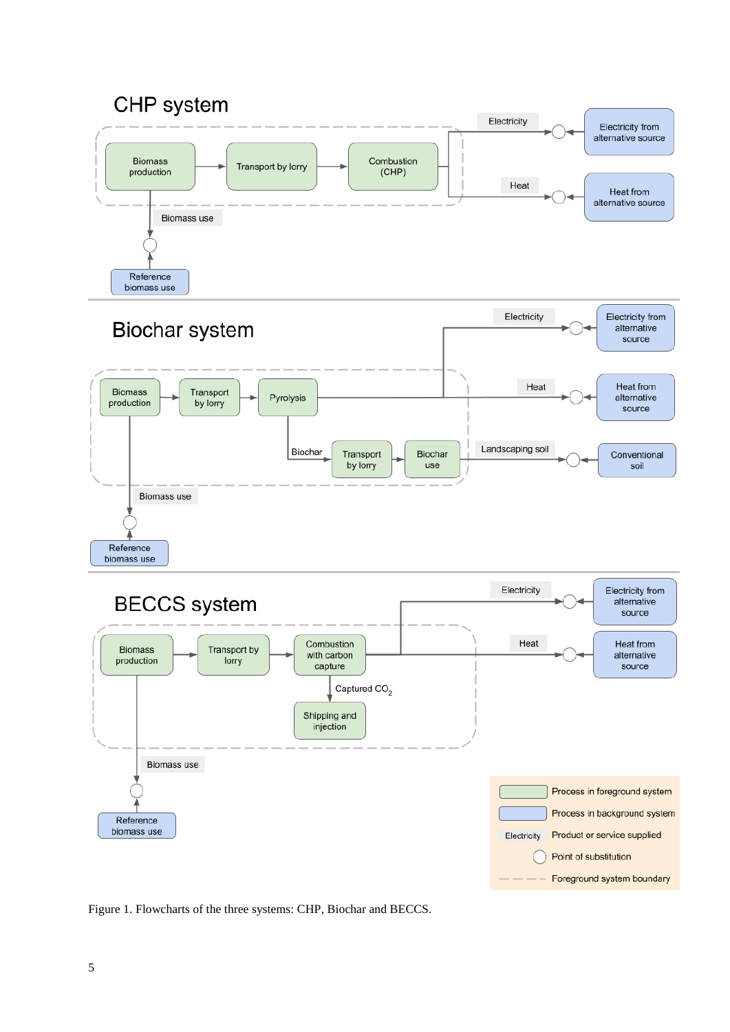Figure 1. Flowcharts of the three systems: CHP, Biochar and BECCS.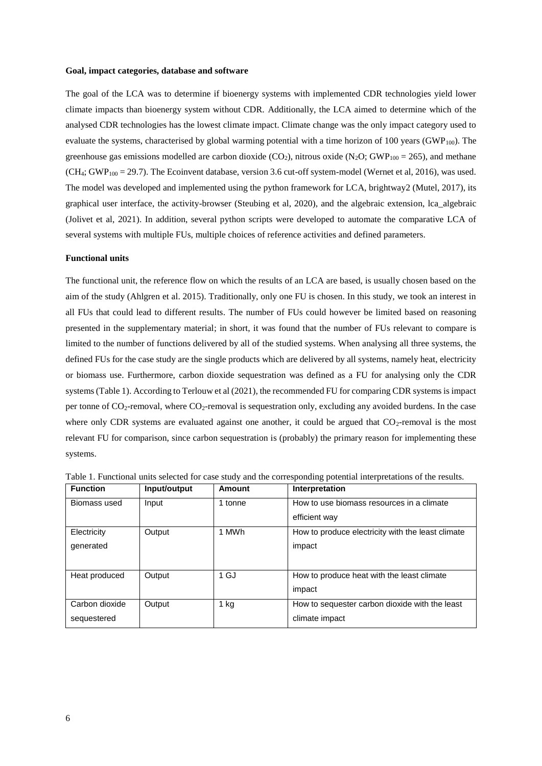**Goal, impact categories, database and software**

The goal of the LCA was to determine if bioenergy systems with implemented CDR technologies yield lower climate impacts than bioenergy system without CDR. Additionally, the LCA aimed to determine which of the analysed CDR technologies has the lowest climate impact. Climate change was the only impact category used to evaluate the systems, characterised by global warming potential with a time horizon of 100 years ($GWP_{100}$). The greenhouse gas emissions modelled are carbon dioxide ($CO_2$), nitrous oxide ($N_2O$; $GWP_{100} = 265$), and methane ($CH_4$; $GWP_{100} = 29.7$). The Ecoinvent database, version 3.6 cut-off system-model (Wernet et al, 2016), was used. The model was developed and implemented using the python framework for LCA, brightway2 (Mutel, 2017), its graphical user interface, the activity-browser (Steubing et al, 2020), and the algebraic extension, lca_algebraic (Jolivet et al, 2021). In addition, several python scripts were developed to automate the comparative LCA of several systems with multiple FUs, multiple choices of reference activities and defined parameters.

**Functional units**

The functional unit, the reference flow on which the results of an LCA are based, is usually chosen based on the aim of the study (Ahlgren et al. 2015). Traditionally, only one FU is chosen. In this study, we took an interest in all FUs that could lead to different results. The number of FUs could however be limited based on reasoning presented in the supplementary material; in short, it was found that the number of FUs relevant to compare is limited to the number of functions delivered by all of the studied systems. When analysing all three systems, the defined FUs for the case study are the single products which are delivered by all systems, namely heat, electricity or biomass use. Furthermore, carbon dioxide sequestration was defined as a FU for analysing only the CDR systems (Table 1). According to Terlouw et al (2021), the recommended FU for comparing CDR systems is impact per tonne of $CO_2$-removal, where $CO_2$-removal is sequestration only, excluding any avoided burdens. In the case where only CDR systems are evaluated against one another, it could be argued that $CO_2$-removal is the most relevant FU for comparison, since carbon sequestration is (probably) the primary reason for implementing these systems.

Table 1. Functional units selected for case study and the corresponding potential interpretations of the results.

| Function | Input/output | Amount | Interpretation |
|---|---|---|---|
| Biomass used | Input | 1 tonne | How to use biomass resources in a climate efficient way |
| Electricity generated | Output | 1 MWh | How to produce electricity with the least climate impact |
| Heat produced | Output | 1 GJ | How to produce heat with the least climate impact |
| Carbon dioxide sequestered | Output | 1 kg | How to sequester carbon dioxide with the least climate impact |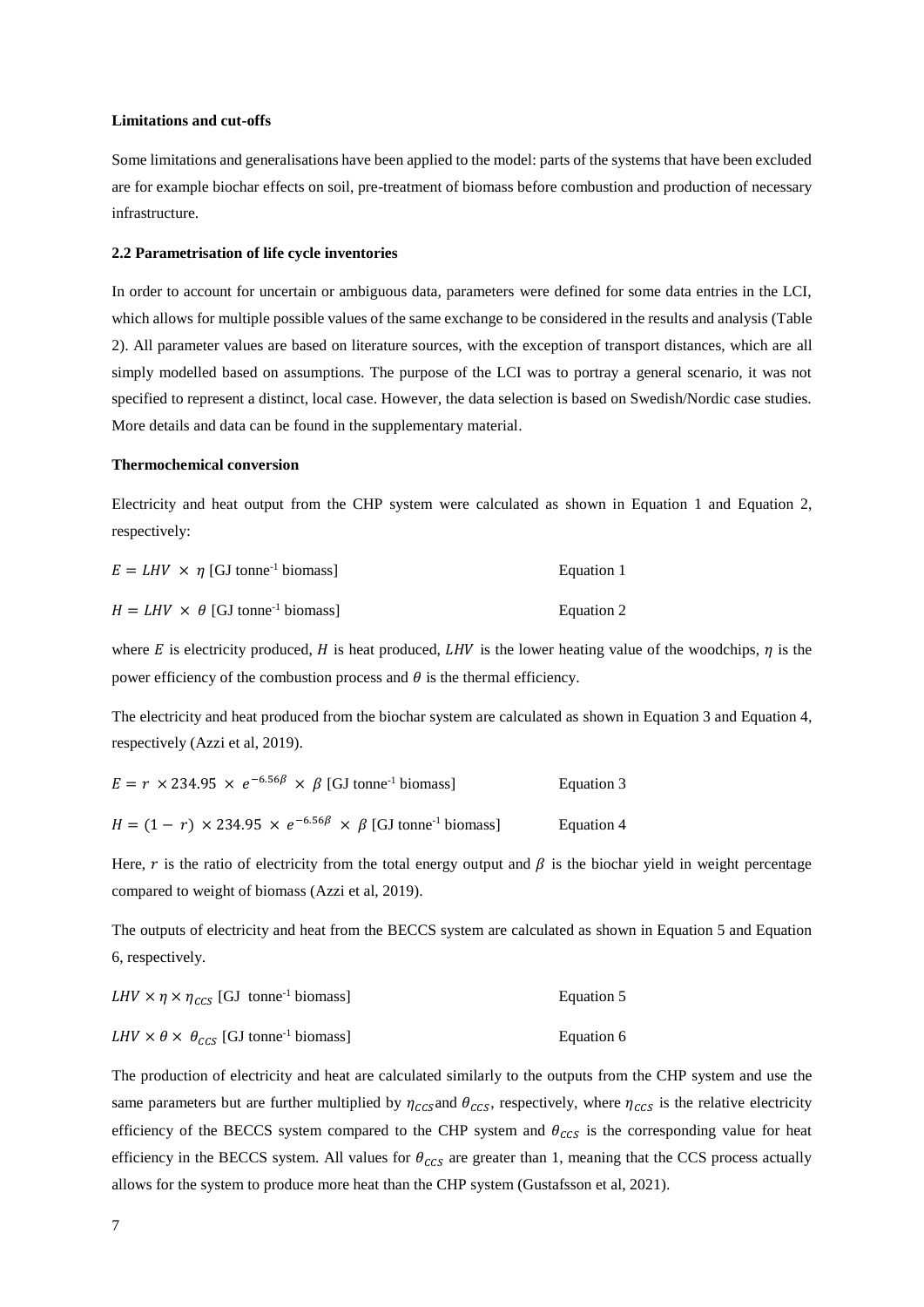**Limitations and cut-offs**

Some limitations and generalisations have been applied to the model: parts of the systems that have been excluded are for example biochar effects on soil, pre-treatment of biomass before combustion and production of necessary infrastructure.

**2.2 Parametrisation of life cycle inventories**

In order to account for uncertain or ambiguous data, parameters were defined for some data entries in the LCI, which allows for multiple possible values of the same exchange to be considered in the results and analysis (Table 2). All parameter values are based on literature sources, with the exception of transport distances, which are all simply modelled based on assumptions. The purpose of the LCI was to portray a general scenario, it was not specified to represent a distinct, local case. However, the data selection is based on Swedish/Nordic case studies. More details and data can be found in the supplementary material.

**Thermochemical conversion**

Electricity and heat output from the CHP system were calculated as shown in Equation 1 and Equation 2, respectively:

$$E = LHV \times \eta \text{ [GJ tonne}^{-1} \text{ biomass]} \qquad \text{Equation 1}$$

$$H = LHV \times \theta \text{ [GJ tonne}^{-1} \text{ biomass]} \qquad \text{Equation 2}$$

where $E$ is electricity produced, $H$ is heat produced, $LHV$ is the lower heating value of the woodchips, $\eta$ is the power efficiency of the combustion process and $\theta$ is the thermal efficiency.

The electricity and heat produced from the biochar system are calculated as shown in Equation 3 and Equation 4, respectively (Azzi et al, 2019).

$$E = r \times 234.95 \times e^{-6.56\beta} \times \beta \text{ [GJ tonne}^{-1} \text{ biomass]} \qquad \text{Equation 3}$$

$$H = (1 - r) \times 234.95 \times e^{-6.56\beta} \times \beta \text{ [GJ tonne}^{-1} \text{ biomass]} \qquad \text{Equation 4}$$

Here, $r$ is the ratio of electricity from the total energy output and $\beta$ is the biochar yield in weight percentage compared to weight of biomass (Azzi et al, 2019).

The outputs of electricity and heat from the BECCS system are calculated as shown in Equation 5 and Equation 6, respectively.

$$LHV \times \eta \times \eta_{CCS} \text{ [GJ tonne}^{-1} \text{ biomass]} \qquad \text{Equation 5}$$

$$LHV \times \theta \times \theta_{CCS} \text{ [GJ tonne}^{-1} \text{ biomass]} \qquad \text{Equation 6}$$

The production of electricity and heat are calculated similarly to the outputs from the CHP system and use the same parameters but are further multiplied by $\eta_{CCS}$ and $\theta_{CCS}$, respectively, where $\eta_{CCS}$ is the relative electricity efficiency of the BECCS system compared to the CHP system and $\theta_{CCS}$ is the corresponding value for heat efficiency in the BECCS system. All values for $\theta_{CCS}$ are greater than 1, meaning that the CCS process actually allows for the system to produce more heat than the CHP system (Gustafsson et al, 2021).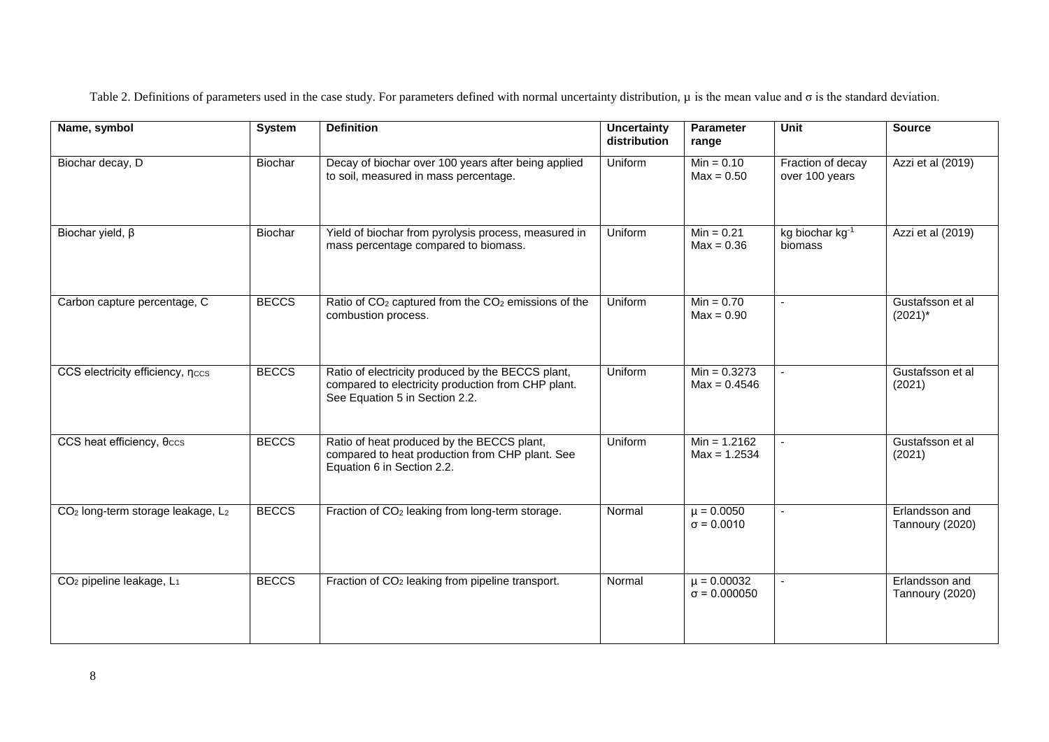Table 2. Definitions of parameters used in the case study. For parameters defined with normal uncertainty distribution, μ is the mean value and σ is the standard deviation.

| Name, symbol | System | Definition | Uncertainty distribution | Parameter range | Unit | Source |
|---|---|---|---|---|---|---|
| Biochar decay, D | Biochar | Decay of biochar over 100 years after being applied to soil, measured in mass percentage. | Uniform | Min = 0.10<br>Max = 0.50 | Fraction of decay over 100 years | Azzi et al (2019) |
| Biochar yield, β | Biochar | Yield of biochar from pyrolysis process, measured in mass percentage compared to biomass. | Uniform | Min = 0.21<br>Max = 0.36 | kg biochar $kg^{-1}$ biomass | Azzi et al (2019) |
| Carbon capture percentage, C | BECCS | Ratio of $CO_2$ captured from the $CO_2$ emissions of the combustion process. | Uniform | Min = 0.70<br>Max = 0.90 | - | Gustafsson et al (2021)* |
| CCS electricity efficiency, $\eta_{CCS}$ | BECCS | Ratio of electricity produced by the BECCS plant, compared to electricity production from CHP plant. See Equation 5 in Section 2.2. | Uniform | Min = 0.3273<br>Max = 0.4546 | - | Gustafsson et al (2021) |
| CCS heat efficiency, $\theta_{CCS}$ | BECCS | Ratio of heat produced by the BECCS plant, compared to heat production from CHP plant. See Equation 6 in Section 2.2. | Uniform | Min = 1.2162<br>Max = 1.2534 | - | Gustafsson et al (2021) |
| $CO_2$ long-term storage leakage, $L_2$ | BECCS | Fraction of $CO_2$ leaking from long-term storage. | Normal | $\mu = 0.0050$<br>$\sigma = 0.0010$ | - | Erlandsson and Tannoury (2020) |
| $CO_2$ pipeline leakage, $L_1$ | BECCS | Fraction of $CO_2$ leaking from pipeline transport. | Normal | $\mu = 0.00032$<br>$\sigma = 0.000050$ | - | Erlandsson and Tannoury (2020) |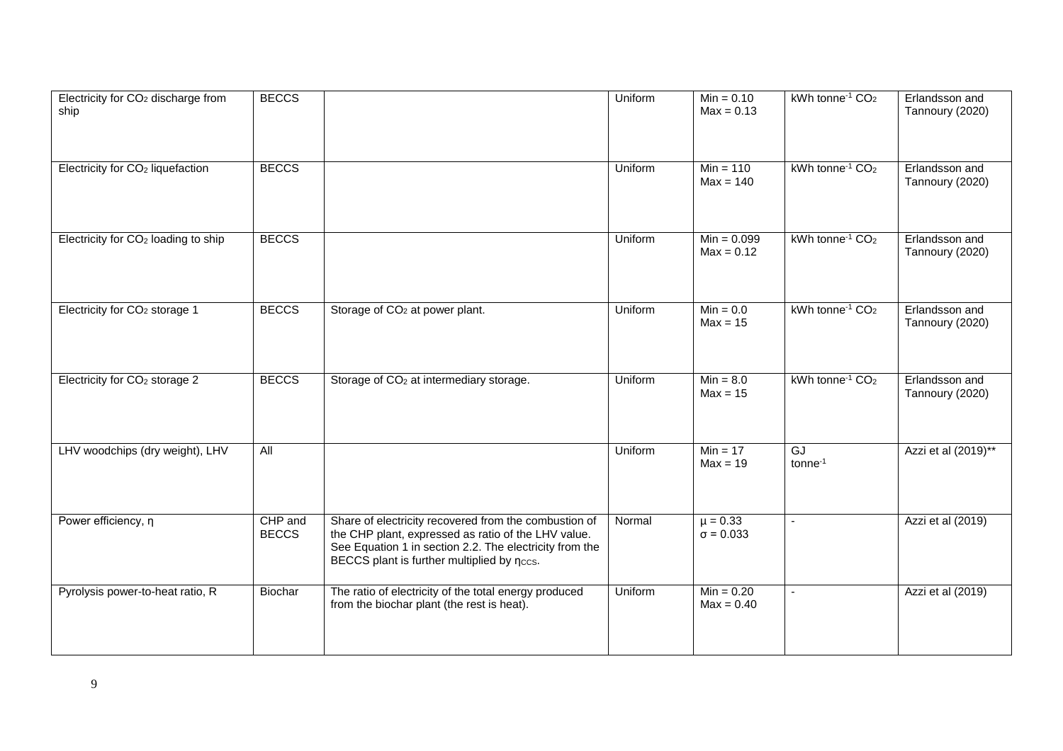| | | | | | | |
|---|---|---|---|---|---|---|
| Electricity for $CO_2$ discharge from ship | BECCS | | Uniform | Min = 0.10<br>Max = 0.13 | kWh tonne$^{-1}$ $CO_2$ | Erlandsson and Tannoury (2020) |
| Electricity for $CO_2$ liquefaction | BECCS | | Uniform | Min = 110<br>Max = 140 | kWh tonne$^{-1}$ $CO_2$ | Erlandsson and Tannoury (2020) |
| Electricity for $CO_2$ loading to ship | BECCS | | Uniform | Min = 0.099<br>Max = 0.12 | kWh tonne$^{-1}$ $CO_2$ | Erlandsson and Tannoury (2020) |
| Electricity for $CO_2$ storage 1 | BECCS | Storage of $CO_2$ at power plant. | Uniform | Min = 0.0<br>Max = 15 | kWh tonne$^{-1}$ $CO_2$ | Erlandsson and Tannoury (2020) |
| Electricity for $CO_2$ storage 2 | BECCS | Storage of $CO_2$ at intermediary storage. | Uniform | Min = 8.0<br>Max = 15 | kWh tonne$^{-1}$ $CO_2$ | Erlandsson and Tannoury (2020) |
| LHV woodchips (dry weight), LHV | All | | Uniform | Min = 17<br>Max = 19 | GJ tonne$^{-1}$ | Azzi et al (2019)** |
| Power efficiency, $\eta$ | CHP and BECCS | Share of electricity recovered from the combustion of the CHP plant, expressed as ratio of the LHV value. See Equation 1 in section 2.2. The electricity from the BECCS plant is further multiplied by $\eta_{CCS}$. | Normal | $\mu = 0.33$<br>$\sigma = 0.033$ | - | Azzi et al (2019) |
| Pyrolysis power-to-heat ratio, R | Biochar | The ratio of electricity of the total energy produced from the biochar plant (the rest is heat). | Uniform | Min = 0.20<br>Max = 0.40 | - | Azzi et al (2019) |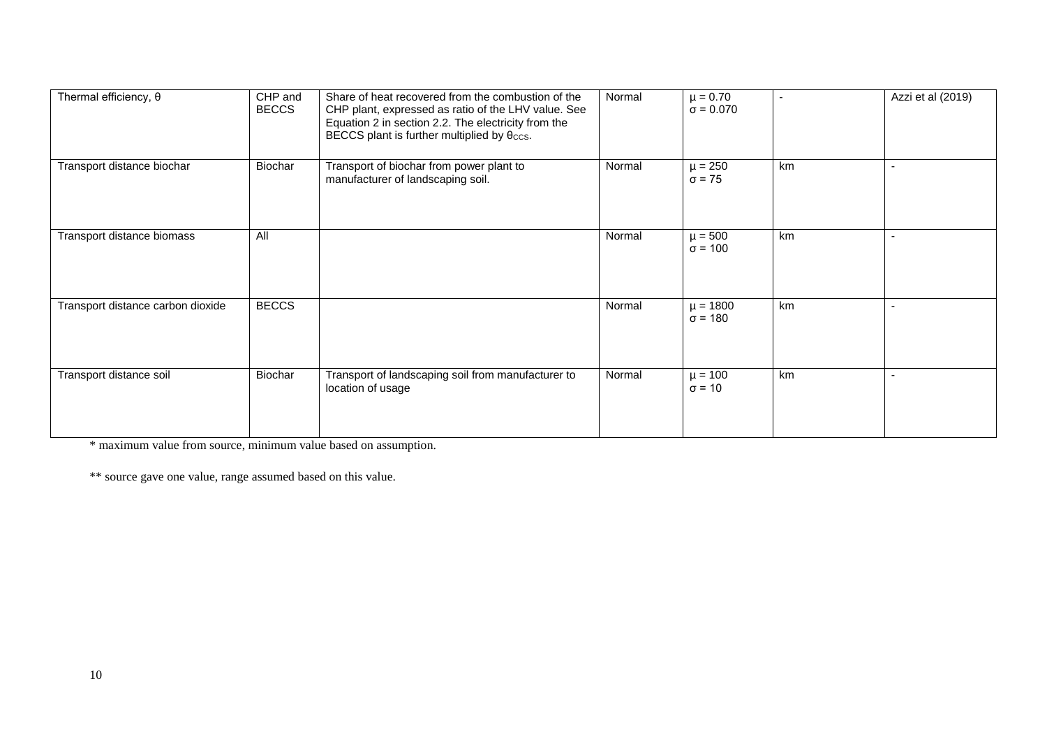| | | | | | | |
|---|---|---|---|---|---|---|
| Thermal efficiency, $\theta$ | CHP and BECCS | Share of heat recovered from the combustion of the CHP plant, expressed as ratio of the LHV value. See Equation 2 in section 2.2. The electricity from the BECCS plant is further multiplied by $\theta_{CCS}$. | Normal | $\mu = 0.70$ $\sigma = 0.070$ | - | Azzi et al (2019) |
| Transport distance biochar | Biochar | Transport of biochar from power plant to manufacturer of landscaping soil. | Normal | $\mu = 250$ $\sigma = 75$ | km | - |
| Transport distance biomass | All | | Normal | $\mu = 500$ $\sigma = 100$ | km | - |
| Transport distance carbon dioxide | BECCS | | Normal | $\mu = 1800$ $\sigma = 180$ | km | - |
| Transport distance soil | Biochar | Transport of landscaping soil from manufacturer to location of usage | Normal | $\mu = 100$ $\sigma = 10$ | km | - |

* maximum value from source, minimum value based on assumption.

** source gave one value, range assumed based on this value.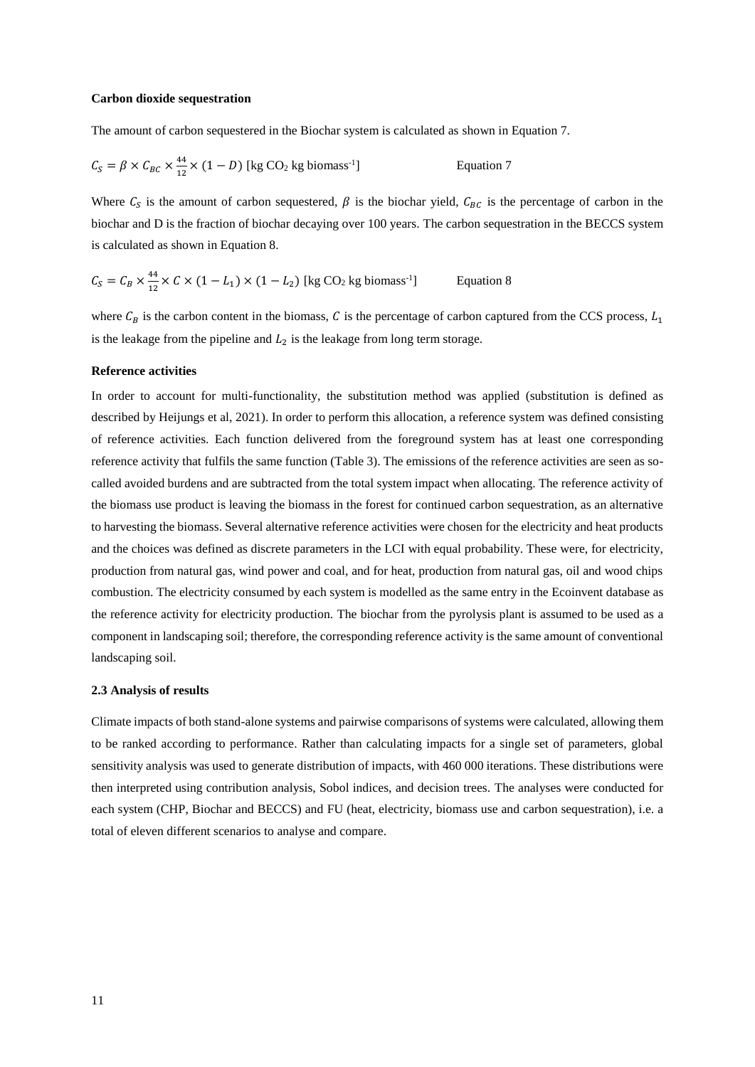**Carbon dioxide sequestration**

The amount of carbon sequestered in the Biochar system is calculated as shown in Equation 7.

$$C_S = \beta \times C_{BC} \times \frac{44}{12} \times (1 - D) \text{ [kg CO}_2 \text{ kg biomass}^{-1}] \qquad \text{Equation 7}$$

Where $C_S$ is the amount of carbon sequestered, $\beta$ is the biochar yield, $C_{BC}$ is the percentage of carbon in the biochar and D is the fraction of biochar decaying over 100 years. The carbon sequestration in the BECCS system is calculated as shown in Equation 8.

$$C_S = C_B \times \frac{44}{12} \times C \times (1 - L_1) \times (1 - L_2) \text{ [kg CO}_2 \text{ kg biomass}^{-1}] \qquad \text{Equation 8}$$

where $C_B$ is the carbon content in the biomass, $C$ is the percentage of carbon captured from the CCS process, $L_1$ is the leakage from the pipeline and $L_2$ is the leakage from long term storage.

**Reference activities**

In order to account for multi-functionality, the substitution method was applied (substitution is defined as described by Heijungs et al, 2021). In order to perform this allocation, a reference system was defined consisting of reference activities. Each function delivered from the foreground system has at least one corresponding reference activity that fulfils the same function (Table 3). The emissions of the reference activities are seen as so-called avoided burdens and are subtracted from the total system impact when allocating. The reference activity of the biomass use product is leaving the biomass in the forest for continued carbon sequestration, as an alternative to harvesting the biomass. Several alternative reference activities were chosen for the electricity and heat products and the choices was defined as discrete parameters in the LCI with equal probability. These were, for electricity, production from natural gas, wind power and coal, and for heat, production from natural gas, oil and wood chips combustion. The electricity consumed by each system is modelled as the same entry in the Ecoinvent database as the reference activity for electricity production. The biochar from the pyrolysis plant is assumed to be used as a component in landscaping soil; therefore, the corresponding reference activity is the same amount of conventional landscaping soil.

### 2.3 Analysis of results

Climate impacts of both stand-alone systems and pairwise comparisons of systems were calculated, allowing them to be ranked according to performance. Rather than calculating impacts for a single set of parameters, global sensitivity analysis was used to generate distribution of impacts, with 460 000 iterations. These distributions were then interpreted using contribution analysis, Sobol indices, and decision trees. The analyses were conducted for each system (CHP, Biochar and BECCS) and FU (heat, electricity, biomass use and carbon sequestration), i.e. a total of eleven different scenarios to analyse and compare.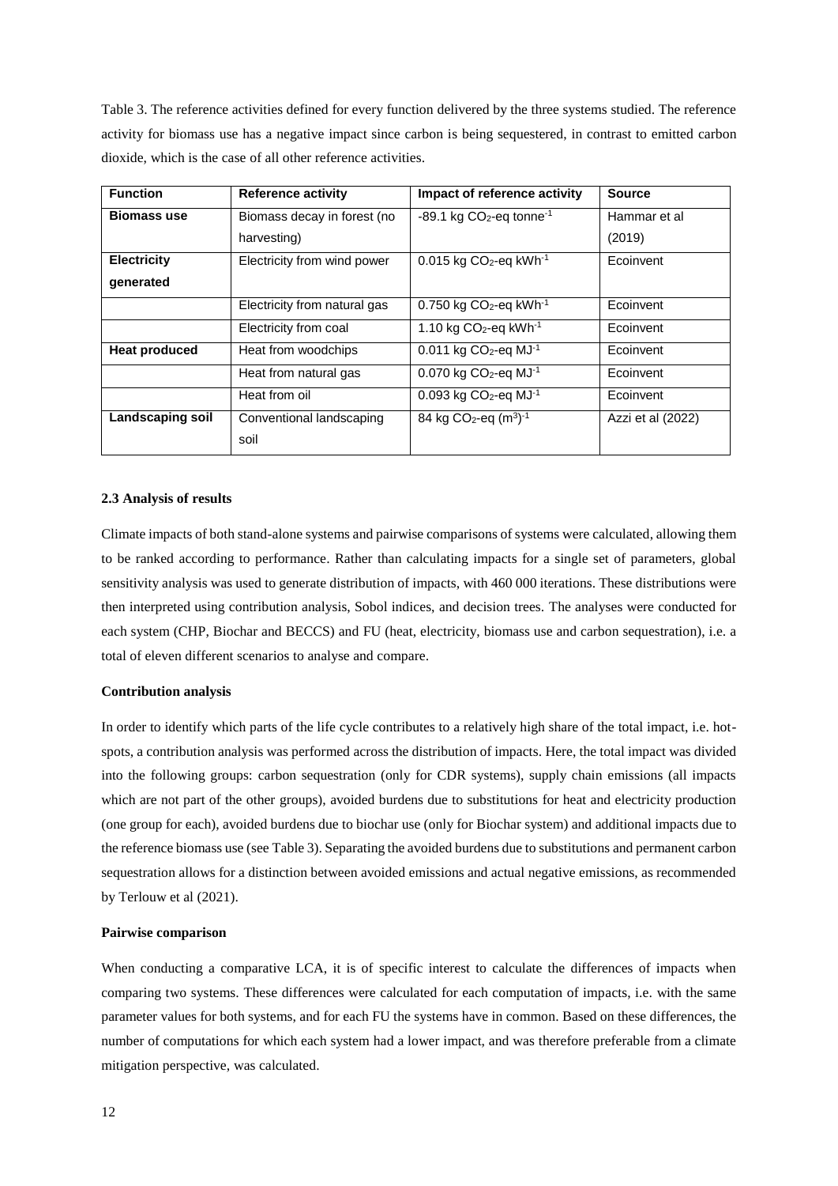Table 3. The reference activities defined for every function delivered by the three systems studied. The reference activity for biomass use has a negative impact since carbon is being sequestered, in contrast to emitted carbon dioxide, which is the case of all other reference activities.

| Function | Reference activity | Impact of reference activity | Source |
|---|---|---|---|
| **Biomass use** | Biomass decay in forest (no harvesting) | -89.1 kg $CO_2$-eq $tonne^{-1}$ | Hammar et al (2019) |
| **Electricity generated** | Electricity from wind power | 0.015 kg $CO_2$-eq $kWh^{-1}$ | Ecoinvent |
| | Electricity from natural gas | 0.750 kg $CO_2$-eq $kWh^{-1}$ | Ecoinvent |
| | Electricity from coal | 1.10 kg $CO_2$-eq $kWh^{-1}$ | Ecoinvent |
| **Heat produced** | Heat from woodchips | 0.011 kg $CO_2$-eq $MJ^{-1}$ | Ecoinvent |
| | Heat from natural gas | 0.070 kg $CO_2$-eq $MJ^{-1}$ | Ecoinvent |
| | Heat from oil | 0.093 kg $CO_2$-eq $MJ^{-1}$ | Ecoinvent |
| **Landscaping soil** | Conventional landscaping soil | 84 kg $CO_2$-eq $(m^3)^{-1}$ | Azzi et al (2022) |

### 2.3 Analysis of results

Climate impacts of both stand-alone systems and pairwise comparisons of systems were calculated, allowing them to be ranked according to performance. Rather than calculating impacts for a single set of parameters, global sensitivity analysis was used to generate distribution of impacts, with 460 000 iterations. These distributions were then interpreted using contribution analysis, Sobol indices, and decision trees. The analyses were conducted for each system (CHP, Biochar and BECCS) and FU (heat, electricity, biomass use and carbon sequestration), i.e. a total of eleven different scenarios to analyse and compare.

#### Contribution analysis

In order to identify which parts of the life cycle contributes to a relatively high share of the total impact, i.e. hot-spots, a contribution analysis was performed across the distribution of impacts. Here, the total impact was divided into the following groups: carbon sequestration (only for CDR systems), supply chain emissions (all impacts which are not part of the other groups), avoided burdens due to substitutions for heat and electricity production (one group for each), avoided burdens due to biochar use (only for Biochar system) and additional impacts due to the reference biomass use (see Table 3). Separating the avoided burdens due to substitutions and permanent carbon sequestration allows for a distinction between avoided emissions and actual negative emissions, as recommended by Terlouw et al (2021).

#### Pairwise comparison

When conducting a comparative LCA, it is of specific interest to calculate the differences of impacts when comparing two systems. These differences were calculated for each computation of impacts, i.e. with the same parameter values for both systems, and for each FU the systems have in common. Based on these differences, the number of computations for which each system had a lower impact, and was therefore preferable from a climate mitigation perspective, was calculated.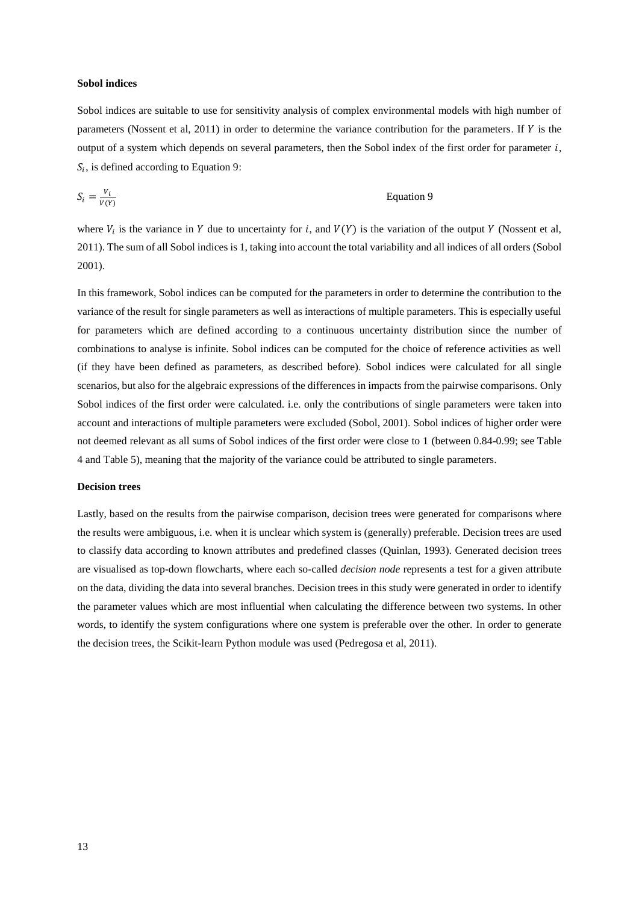**Sobol indices**

Sobol indices are suitable to use for sensitivity analysis of complex environmental models with high number of parameters (Nossent et al, 2011) in order to determine the variance contribution for the parameters. If $Y$ is the output of a system which depends on several parameters, then the Sobol index of the first order for parameter $i$, $S_i$, is defined according to Equation 9:

$$S_i = \frac{V_i}{V(Y)} \qquad \text{Equation 9}$$

where $V_i$ is the variance in $Y$ due to uncertainty for $i$, and $V(Y)$ is the variation of the output $Y$ (Nossent et al, 2011). The sum of all Sobol indices is 1, taking into account the total variability and all indices of all orders (Sobol 2001).

In this framework, Sobol indices can be computed for the parameters in order to determine the contribution to the variance of the result for single parameters as well as interactions of multiple parameters. This is especially useful for parameters which are defined according to a continuous uncertainty distribution since the number of combinations to analyse is infinite. Sobol indices can be computed for the choice of reference activities as well (if they have been defined as parameters, as described before). Sobol indices were calculated for all single scenarios, but also for the algebraic expressions of the differences in impacts from the pairwise comparisons. Only Sobol indices of the first order were calculated. i.e. only the contributions of single parameters were taken into account and interactions of multiple parameters were excluded (Sobol, 2001). Sobol indices of higher order were not deemed relevant as all sums of Sobol indices of the first order were close to 1 (between 0.84-0.99; see Table 4 and Table 5), meaning that the majority of the variance could be attributed to single parameters.

**Decision trees**

Lastly, based on the results from the pairwise comparison, decision trees were generated for comparisons where the results were ambiguous, i.e. when it is unclear which system is (generally) preferable. Decision trees are used to classify data according to known attributes and predefined classes (Quinlan, 1993). Generated decision trees are visualised as top-down flowcharts, where each so-called *decision node* represents a test for a given attribute on the data, dividing the data into several branches. Decision trees in this study were generated in order to identify the parameter values which are most influential when calculating the difference between two systems. In other words, to identify the system configurations where one system is preferable over the other. In order to generate the decision trees, the Scikit-learn Python module was used (Pedregosa et al, 2011).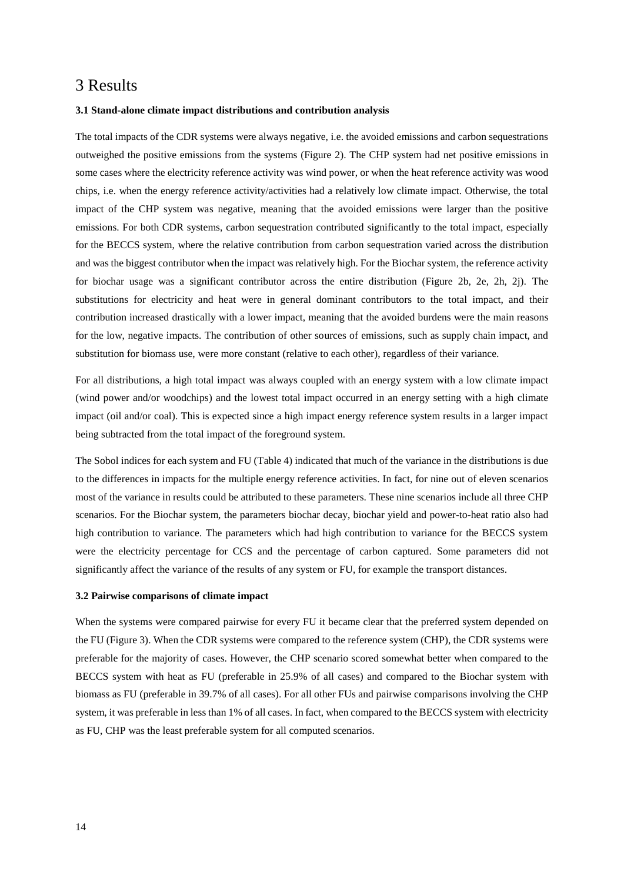# 3 Results

**3.1 Stand-alone climate impact distributions and contribution analysis**

The total impacts of the CDR systems were always negative, i.e. the avoided emissions and carbon sequestrations outweighed the positive emissions from the systems (Figure 2). The CHP system had net positive emissions in some cases where the electricity reference activity was wind power, or when the heat reference activity was wood chips, i.e. when the energy reference activity/activities had a relatively low climate impact. Otherwise, the total impact of the CHP system was negative, meaning that the avoided emissions were larger than the positive emissions. For both CDR systems, carbon sequestration contributed significantly to the total impact, especially for the BECCS system, where the relative contribution from carbon sequestration varied across the distribution and was the biggest contributor when the impact was relatively high. For the Biochar system, the reference activity for biochar usage was a significant contributor across the entire distribution (Figure 2b, 2e, 2h, 2j). The substitutions for electricity and heat were in general dominant contributors to the total impact, and their contribution increased drastically with a lower impact, meaning that the avoided burdens were the main reasons for the low, negative impacts. The contribution of other sources of emissions, such as supply chain impact, and substitution for biomass use, were more constant (relative to each other), regardless of their variance.

For all distributions, a high total impact was always coupled with an energy system with a low climate impact (wind power and/or woodchips) and the lowest total impact occurred in an energy setting with a high climate impact (oil and/or coal). This is expected since a high impact energy reference system results in a larger impact being subtracted from the total impact of the foreground system.

The Sobol indices for each system and FU (Table 4) indicated that much of the variance in the distributions is due to the differences in impacts for the multiple energy reference activities. In fact, for nine out of eleven scenarios most of the variance in results could be attributed to these parameters. These nine scenarios include all three CHP scenarios. For the Biochar system, the parameters biochar decay, biochar yield and power-to-heat ratio also had high contribution to variance. The parameters which had high contribution to variance for the BECCS system were the electricity percentage for CCS and the percentage of carbon captured. Some parameters did not significantly affect the variance of the results of any system or FU, for example the transport distances.

**3.2 Pairwise comparisons of climate impact**

When the systems were compared pairwise for every FU it became clear that the preferred system depended on the FU (Figure 3). When the CDR systems were compared to the reference system (CHP), the CDR systems were preferable for the majority of cases. However, the CHP scenario scored somewhat better when compared to the BECCS system with heat as FU (preferable in 25.9% of all cases) and compared to the Biochar system with biomass as FU (preferable in 39.7% of all cases). For all other FUs and pairwise comparisons involving the CHP system, it was preferable in less than 1% of all cases. In fact, when compared to the BECCS system with electricity as FU, CHP was the least preferable system for all computed scenarios.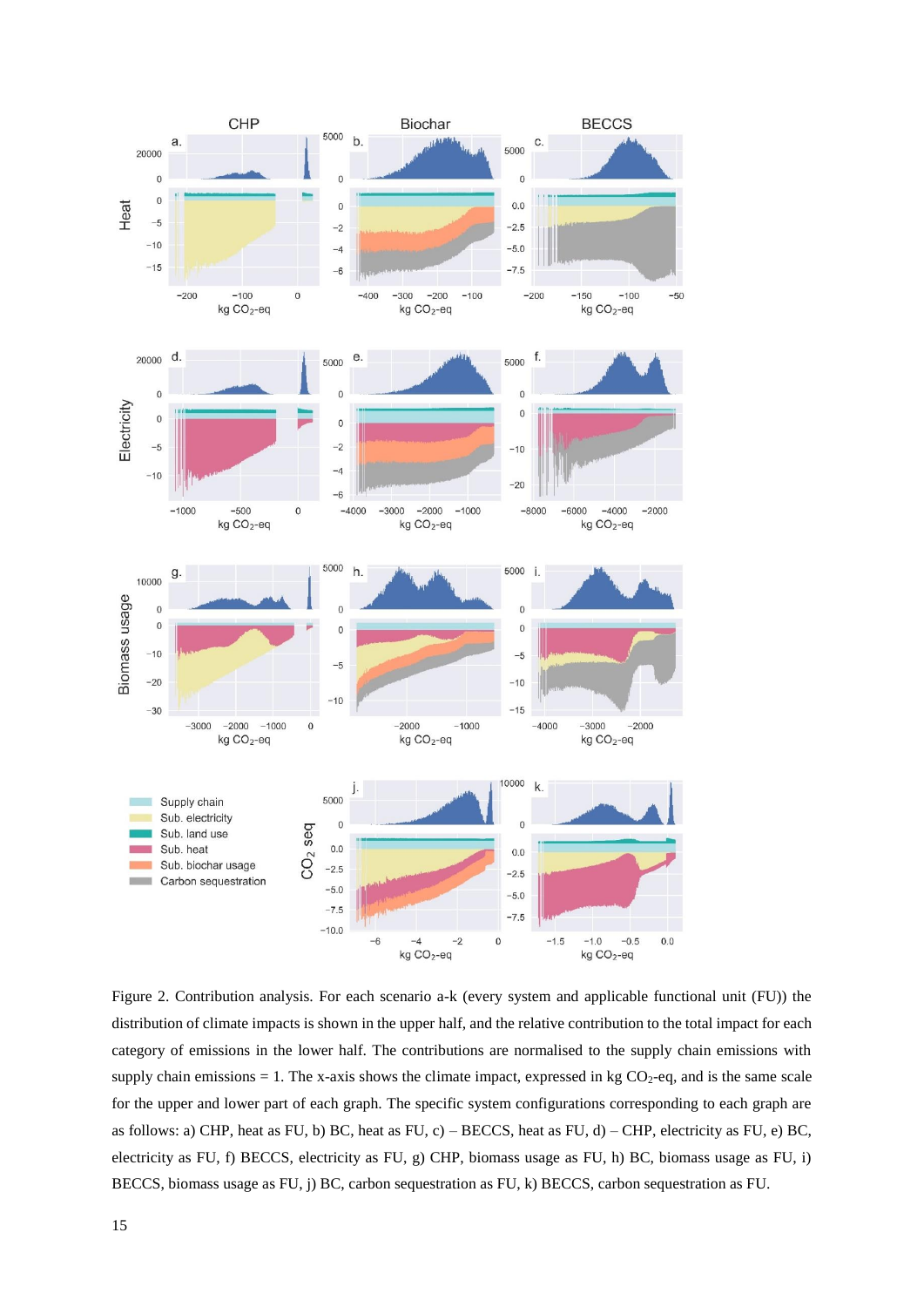Figure 2. Contribution analysis. For each scenario a-k (every system and applicable functional unit (FU)) the distribution of climate impacts is shown in the upper half, and the relative contribution to the total impact for each category of emissions in the lower half. The contributions are normalised to the supply chain emissions with supply chain emissions = 1. The x-axis shows the climate impact, expressed in kg $CO_2$-eq, and is the same scale for the upper and lower part of each graph. The specific system configurations corresponding to each graph are as follows: a) CHP, heat as FU, b) BC, heat as FU, c) – BECCS, heat as FU, d) – CHP, electricity as FU, e) BC, electricity as FU, f) BECCS, electricity as FU, g) CHP, biomass usage as FU, h) BC, biomass usage as FU, i) BECCS, biomass usage as FU, j) BC, carbon sequestration as FU, k) BECCS, carbon sequestration as FU.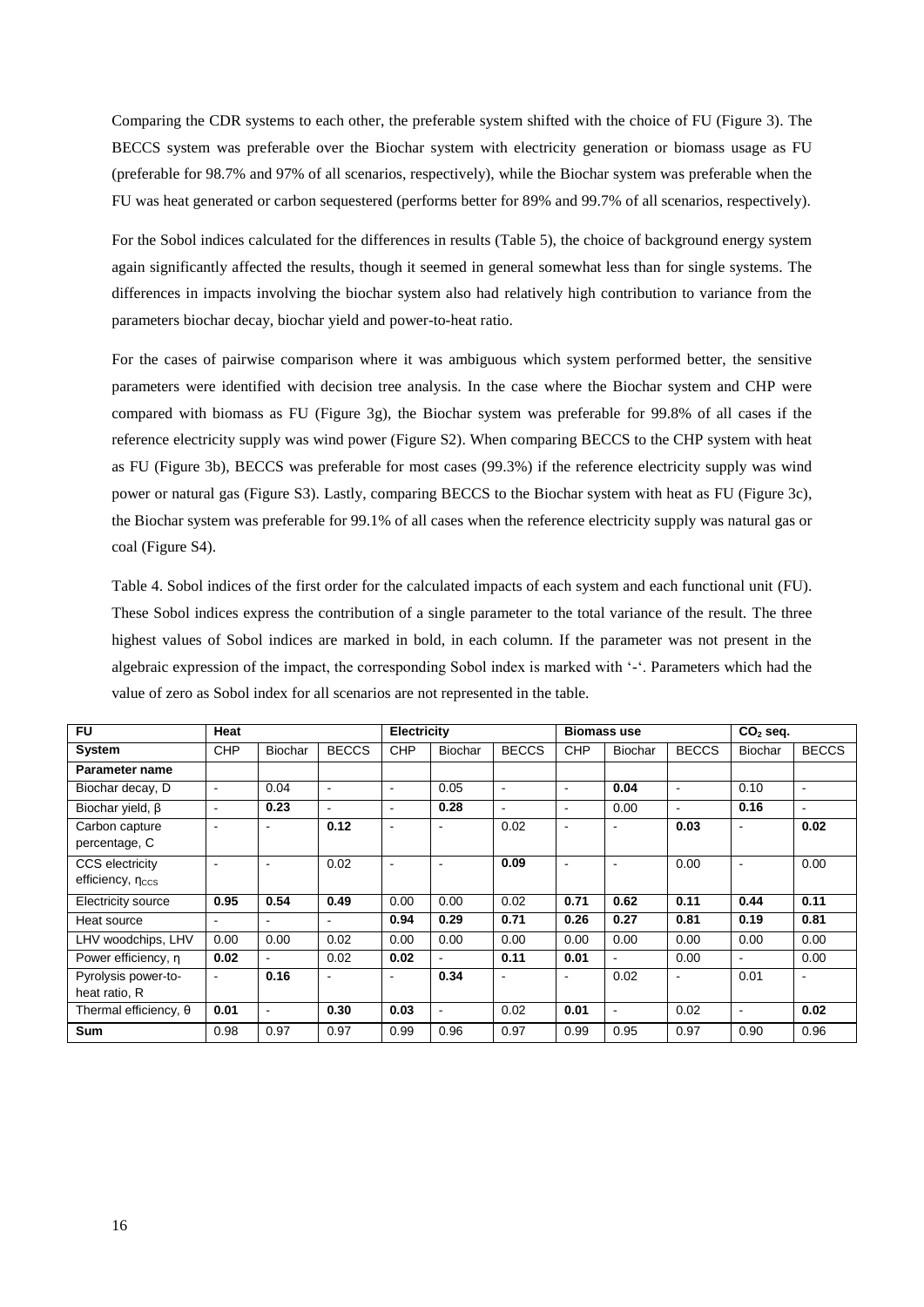Comparing the CDR systems to each other, the preferable system shifted with the choice of FU (Figure 3). The BECCS system was preferable over the Biochar system with electricity generation or biomass usage as FU (preferable for 98.7% and 97% of all scenarios, respectively), while the Biochar system was preferable when the FU was heat generated or carbon sequestered (performs better for 89% and 99.7% of all scenarios, respectively).

For the Sobol indices calculated for the differences in results (Table 5), the choice of background energy system again significantly affected the results, though it seemed in general somewhat less than for single systems. The differences in impacts involving the biochar system also had relatively high contribution to variance from the parameters biochar decay, biochar yield and power-to-heat ratio.

For the cases of pairwise comparison where it was ambiguous which system performed better, the sensitive parameters were identified with decision tree analysis. In the case where the Biochar system and CHP were compared with biomass as FU (Figure 3g), the Biochar system was preferable for 99.8% of all cases if the reference electricity supply was wind power (Figure S2). When comparing BECCS to the CHP system with heat as FU (Figure 3b), BECCS was preferable for most cases (99.3%) if the reference electricity supply was wind power or natural gas (Figure S3). Lastly, comparing BECCS to the Biochar system with heat as FU (Figure 3c), the Biochar system was preferable for 99.1% of all cases when the reference electricity supply was natural gas or coal (Figure S4).

Table 4. Sobol indices of the first order for the calculated impacts of each system and each functional unit (FU). These Sobol indices express the contribution of a single parameter to the total variance of the result. The three highest values of Sobol indices are marked in bold, in each column. If the parameter was not present in the algebraic expression of the impact, the corresponding Sobol index is marked with '-'. Parameters which had the value of zero as Sobol index for all scenarios are not represented in the table.

| **FU** | **Heat** | | | **Electricity** | | | **Biomass use** | | | **$CO_2$ seq.** | |
|---|---|---|---|---|---|---|---|---|---|---|---|
| **System** | CHP | Biochar | BECCS | CHP | Biochar | BECCS | CHP | Biochar | BECCS | Biochar | BECCS |
| **Parameter name** | | | | | | | | | | | |
| Biochar decay, D | - | 0.04 | - | - | 0.05 | - | - | **0.04** | - | 0.10 | - |
| Biochar yield, $\beta$ | - | **0.23** | - | - | **0.28** | - | - | 0.00 | - | **0.16** | - |
| Carbon capture percentage, C | - | - | **0.12** | - | - | 0.02 | - | - | **0.03** | - | **0.02** |
| CCS electricity efficiency, $\eta_{CCS}$ | - | - | 0.02 | - | - | **0.09** | - | - | 0.00 | - | 0.00 |
| Electricity source | **0.95** | **0.54** | **0.49** | 0.00 | 0.00 | 0.02 | **0.71** | **0.62** | **0.11** | **0.44** | **0.11** |
| Heat source | - | - | - | **0.94** | **0.29** | **0.71** | **0.26** | **0.27** | **0.81** | **0.19** | **0.81** |
| LHV woodchips, LHV | 0.00 | 0.00 | 0.02 | 0.00 | 0.00 | 0.00 | 0.00 | 0.00 | 0.00 | 0.00 | 0.00 |
| Power efficiency, $\eta$ | **0.02** | - | 0.02 | **0.02** | - | **0.11** | **0.01** | - | 0.00 | - | 0.00 |
| Pyrolysis power-to-heat ratio, R | - | **0.16** | - | - | **0.34** | - | - | 0.02 | - | 0.01 | - |
| Thermal efficiency, $\theta$ | **0.01** | - | **0.30** | **0.03** | - | 0.02 | **0.01** | - | 0.02 | - | **0.02** |
| **Sum** | 0.98 | 0.97 | 0.97 | 0.99 | 0.96 | 0.97 | 0.99 | 0.95 | 0.97 | 0.90 | 0.96 |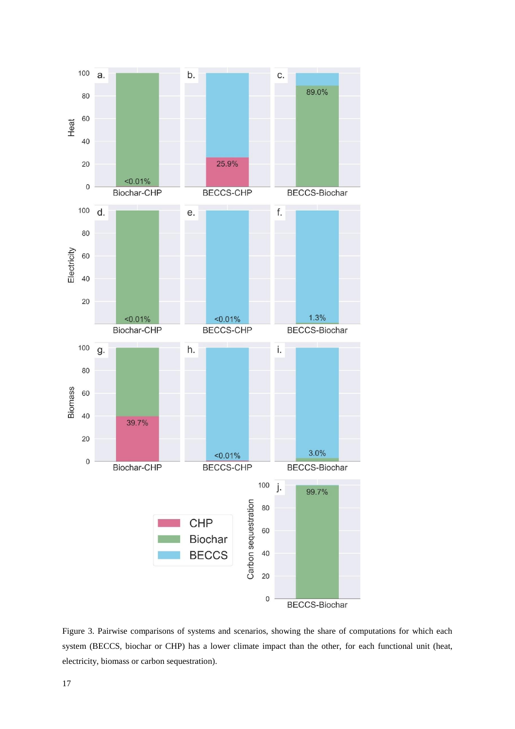Figure 3. Pairwise comparisons of systems and scenarios, showing the share of computations for which each system (BECCS, biochar or CHP) has a lower climate impact than the other, for each functional unit (heat, electricity, biomass or carbon sequestration).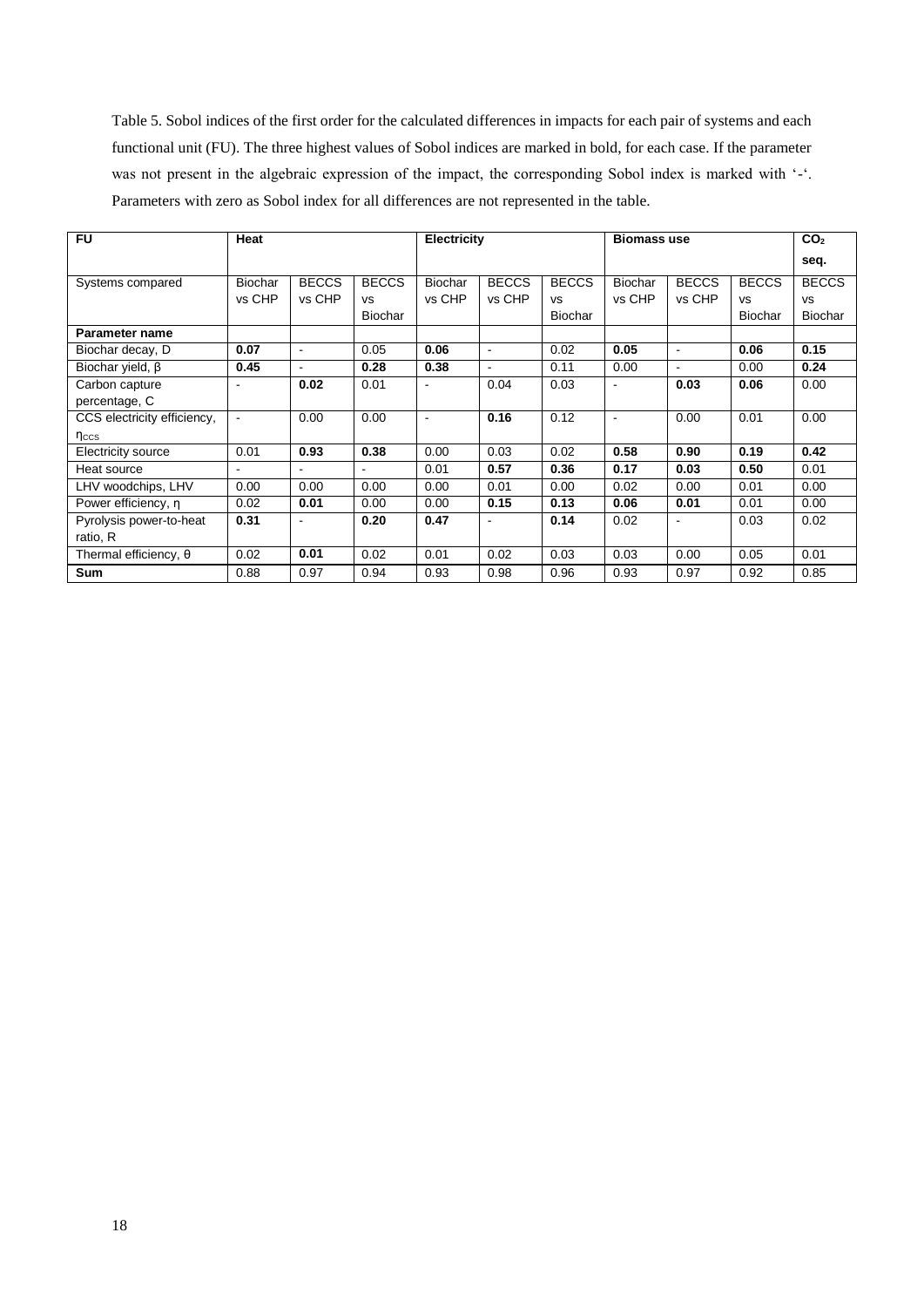Table 5. Sobol indices of the first order for the calculated differences in impacts for each pair of systems and each functional unit (FU). The three highest values of Sobol indices are marked in bold, for each case. If the parameter was not present in the algebraic expression of the impact, the corresponding Sobol index is marked with '-'. Parameters with zero as Sobol index for all differences are not represented in the table.

| **FU** | **Heat** | | | **Electricity** | | | **Biomass use** | | | **$CO_2$ seq.** |
|---|---|---|---|---|---|---|---|---|---|---|
| Systems compared | Biochar vs CHP | BECCS vs CHP | BECCS vs Biochar | Biochar vs CHP | BECCS vs CHP | BECCS vs Biochar | Biochar vs CHP | BECCS vs CHP | BECCS vs Biochar | BECCS vs Biochar |
| **Parameter name** | | | | | | | | | | |
| Biochar decay, D | **0.07** | - | 0.05 | **0.06** | - | 0.02 | **0.05** | - | **0.06** | **0.15** |
| Biochar yield, $\beta$ | **0.45** | - | **0.28** | **0.38** | - | 0.11 | 0.00 | - | 0.00 | **0.24** |
| Carbon capture percentage, C | - | **0.02** | 0.01 | - | 0.04 | 0.03 | - | **0.03** | **0.06** | 0.00 |
| CCS electricity efficiency, $\eta_{CCS}$ | - | 0.00 | 0.00 | - | **0.16** | 0.12 | - | 0.00 | 0.01 | 0.00 |
| Electricity source | 0.01 | **0.93** | **0.38** | 0.00 | 0.03 | 0.02 | **0.58** | **0.90** | **0.19** | **0.42** |
| Heat source | - | - | - | 0.01 | **0.57** | **0.36** | **0.17** | **0.03** | **0.50** | 0.01 |
| LHV woodchips, LHV | 0.00 | 0.00 | 0.00 | 0.00 | 0.01 | 0.00 | 0.02 | 0.00 | 0.01 | 0.00 |
| Power efficiency, $\eta$ | 0.02 | **0.01** | 0.00 | 0.00 | **0.15** | **0.13** | **0.06** | **0.01** | 0.01 | 0.00 |
| Pyrolysis power-to-heat ratio, R | **0.31** | - | **0.20** | **0.47** | - | **0.14** | 0.02 | - | 0.03 | 0.02 |
| Thermal efficiency, $\theta$ | 0.02 | **0.01** | 0.02 | 0.01 | 0.02 | 0.03 | 0.03 | 0.00 | 0.05 | 0.01 |
| **Sum** | 0.88 | 0.97 | 0.94 | 0.93 | 0.98 | 0.96 | 0.93 | 0.97 | 0.92 | 0.85 |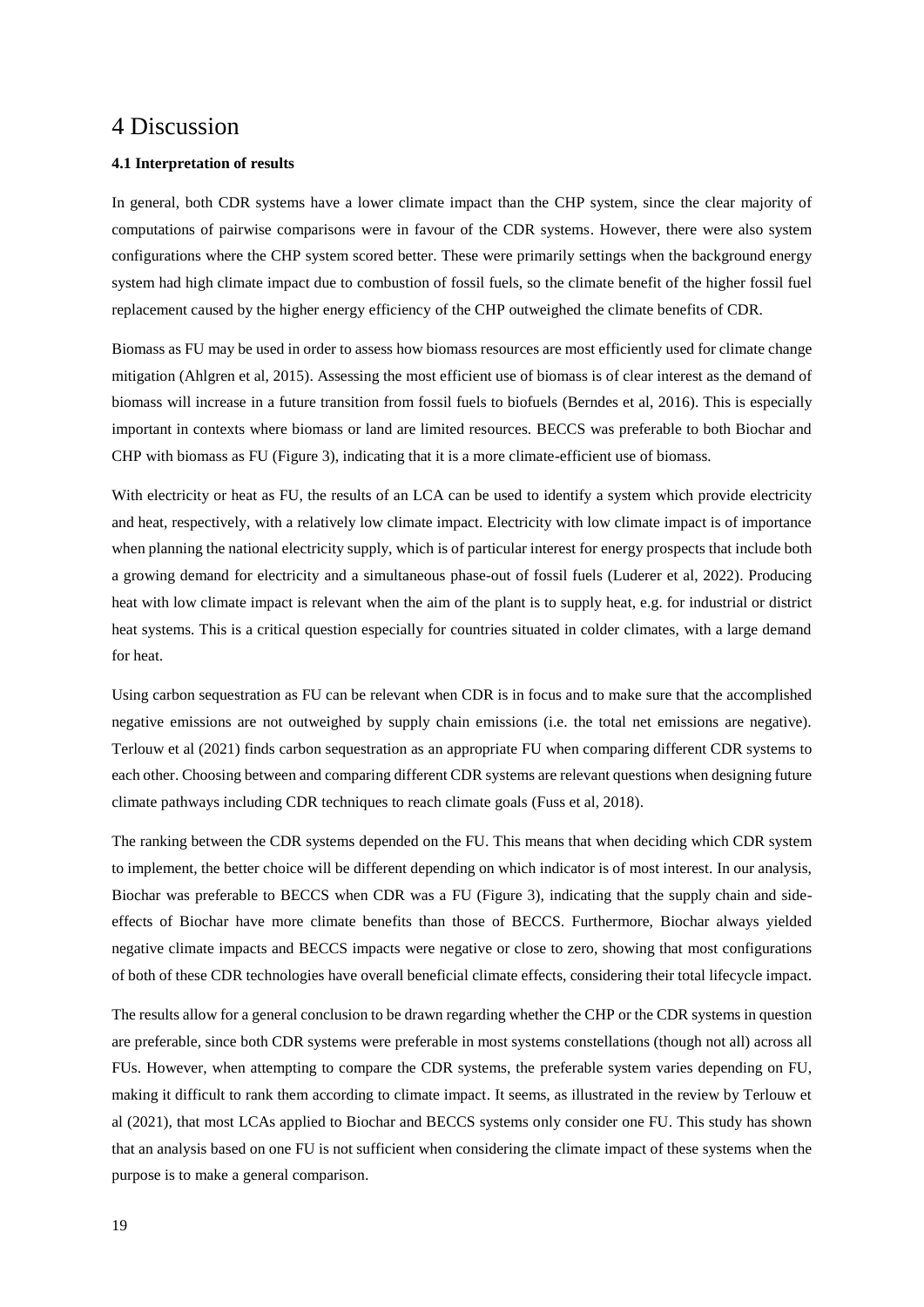# 4 Discussion

**4.1 Interpretation of results**

In general, both CDR systems have a lower climate impact than the CHP system, since the clear majority of computations of pairwise comparisons were in favour of the CDR systems. However, there were also system configurations where the CHP system scored better. These were primarily settings when the background energy system had high climate impact due to combustion of fossil fuels, so the climate benefit of the higher fossil fuel replacement caused by the higher energy efficiency of the CHP outweighed the climate benefits of CDR.

Biomass as FU may be used in order to assess how biomass resources are most efficiently used for climate change mitigation (Ahlgren et al, 2015). Assessing the most efficient use of biomass is of clear interest as the demand of biomass will increase in a future transition from fossil fuels to biofuels (Berndes et al, 2016). This is especially important in contexts where biomass or land are limited resources. BECCS was preferable to both Biochar and CHP with biomass as FU (Figure 3), indicating that it is a more climate-efficient use of biomass.

With electricity or heat as FU, the results of an LCA can be used to identify a system which provide electricity and heat, respectively, with a relatively low climate impact. Electricity with low climate impact is of importance when planning the national electricity supply, which is of particular interest for energy prospects that include both a growing demand for electricity and a simultaneous phase-out of fossil fuels (Luderer et al, 2022). Producing heat with low climate impact is relevant when the aim of the plant is to supply heat, e.g. for industrial or district heat systems. This is a critical question especially for countries situated in colder climates, with a large demand for heat.

Using carbon sequestration as FU can be relevant when CDR is in focus and to make sure that the accomplished negative emissions are not outweighed by supply chain emissions (i.e. the total net emissions are negative). Terlouw et al (2021) finds carbon sequestration as an appropriate FU when comparing different CDR systems to each other. Choosing between and comparing different CDR systems are relevant questions when designing future climate pathways including CDR techniques to reach climate goals (Fuss et al, 2018).

The ranking between the CDR systems depended on the FU. This means that when deciding which CDR system to implement, the better choice will be different depending on which indicator is of most interest. In our analysis, Biochar was preferable to BECCS when CDR was a FU (Figure 3), indicating that the supply chain and side-effects of Biochar have more climate benefits than those of BECCS. Furthermore, Biochar always yielded negative climate impacts and BECCS impacts were negative or close to zero, showing that most configurations of both of these CDR technologies have overall beneficial climate effects, considering their total lifecycle impact.

The results allow for a general conclusion to be drawn regarding whether the CHP or the CDR systems in question are preferable, since both CDR systems were preferable in most systems constellations (though not all) across all FUs. However, when attempting to compare the CDR systems, the preferable system varies depending on FU, making it difficult to rank them according to climate impact. It seems, as illustrated in the review by Terlouw et al (2021), that most LCAs applied to Biochar and BECCS systems only consider one FU. This study has shown that an analysis based on one FU is not sufficient when considering the climate impact of these systems when the purpose is to make a general comparison.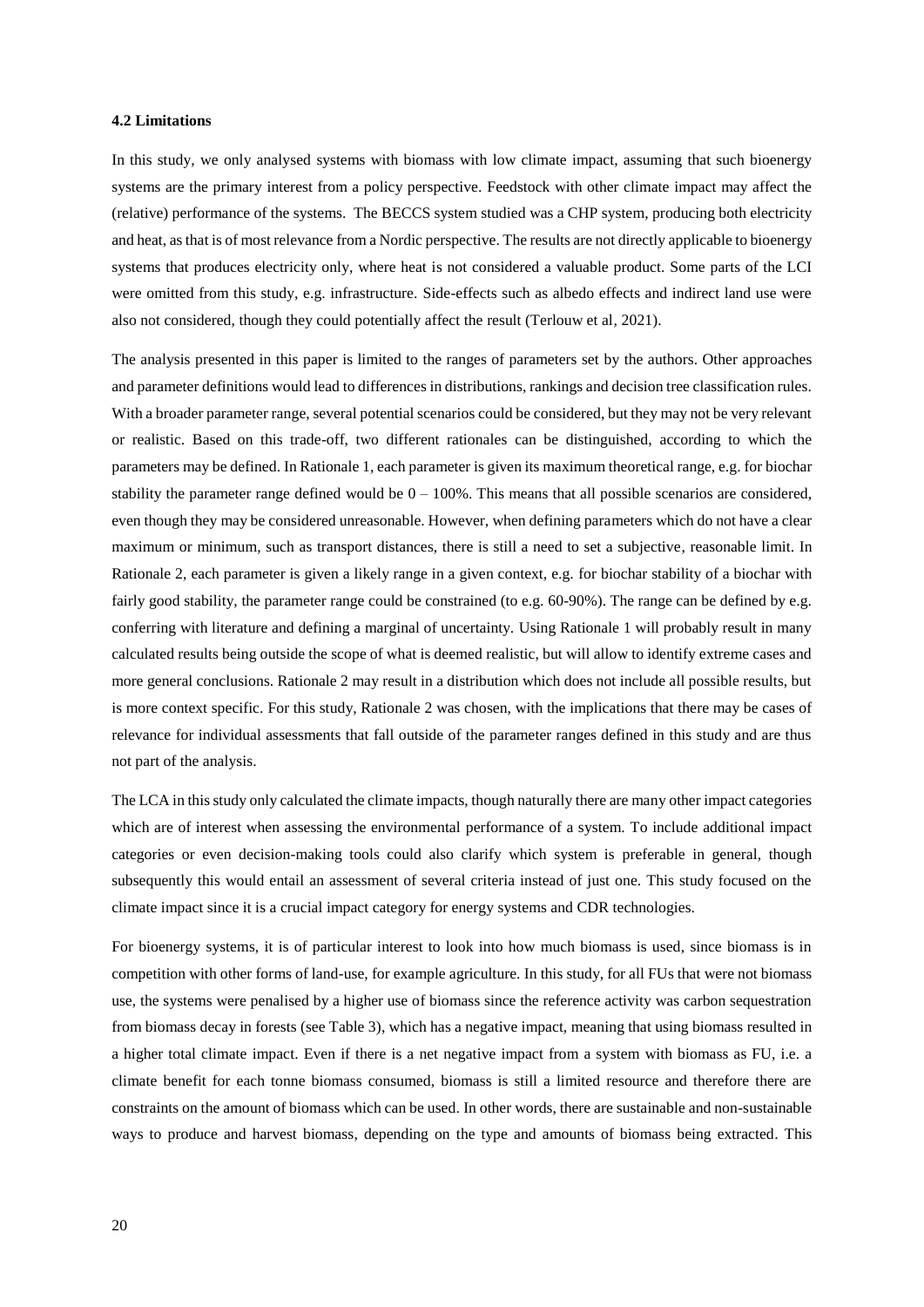### 4.2 Limitations

In this study, we only analysed systems with biomass with low climate impact, assuming that such bioenergy systems are the primary interest from a policy perspective. Feedstock with other climate impact may affect the (relative) performance of the systems. The BECCS system studied was a CHP system, producing both electricity and heat, as that is of most relevance from a Nordic perspective. The results are not directly applicable to bioenergy systems that produces electricity only, where heat is not considered a valuable product. Some parts of the LCI were omitted from this study, e.g. infrastructure. Side-effects such as albedo effects and indirect land use were also not considered, though they could potentially affect the result (Terlouw et al, 2021).

The analysis presented in this paper is limited to the ranges of parameters set by the authors. Other approaches and parameter definitions would lead to differences in distributions, rankings and decision tree classification rules. With a broader parameter range, several potential scenarios could be considered, but they may not be very relevant or realistic. Based on this trade-off, two different rationales can be distinguished, according to which the parameters may be defined. In Rationale 1, each parameter is given its maximum theoretical range, e.g. for biochar stability the parameter range defined would be 0 – 100%. This means that all possible scenarios are considered, even though they may be considered unreasonable. However, when defining parameters which do not have a clear maximum or minimum, such as transport distances, there is still a need to set a subjective, reasonable limit. In Rationale 2, each parameter is given a likely range in a given context, e.g. for biochar stability of a biochar with fairly good stability, the parameter range could be constrained (to e.g. 60-90%). The range can be defined by e.g. conferring with literature and defining a marginal of uncertainty. Using Rationale 1 will probably result in many calculated results being outside the scope of what is deemed realistic, but will allow to identify extreme cases and more general conclusions. Rationale 2 may result in a distribution which does not include all possible results, but is more context specific. For this study, Rationale 2 was chosen, with the implications that there may be cases of relevance for individual assessments that fall outside of the parameter ranges defined in this study and are thus not part of the analysis.

The LCA in this study only calculated the climate impacts, though naturally there are many other impact categories which are of interest when assessing the environmental performance of a system. To include additional impact categories or even decision-making tools could also clarify which system is preferable in general, though subsequently this would entail an assessment of several criteria instead of just one. This study focused on the climate impact since it is a crucial impact category for energy systems and CDR technologies.

For bioenergy systems, it is of particular interest to look into how much biomass is used, since biomass is in competition with other forms of land-use, for example agriculture. In this study, for all FUs that were not biomass use, the systems were penalised by a higher use of biomass since the reference activity was carbon sequestration from biomass decay in forests (see Table 3), which has a negative impact, meaning that using biomass resulted in a higher total climate impact. Even if there is a net negative impact from a system with biomass as FU, i.e. a climate benefit for each tonne biomass consumed, biomass is still a limited resource and therefore there are constraints on the amount of biomass which can be used. In other words, there are sustainable and non-sustainable ways to produce and harvest biomass, depending on the type and amounts of biomass being extracted. This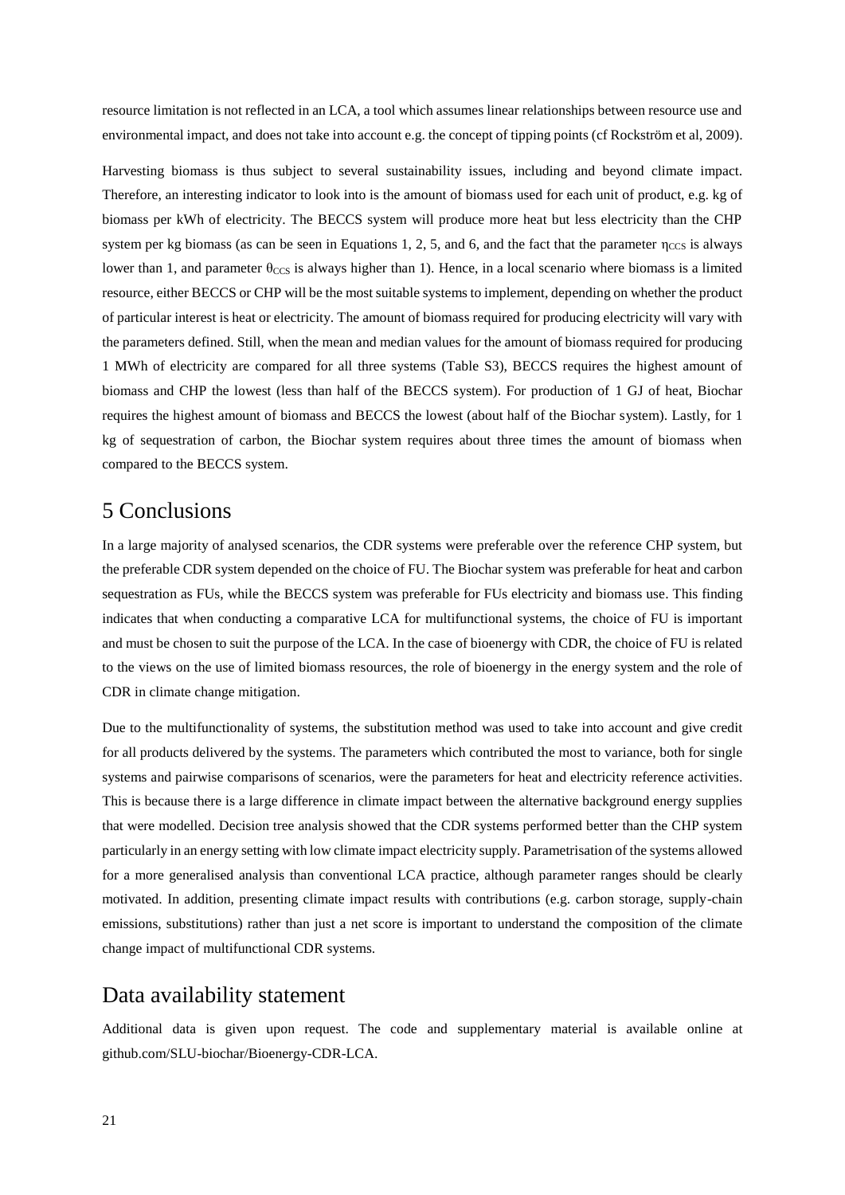resource limitation is not reflected in an LCA, a tool which assumes linear relationships between resource use and environmental impact, and does not take into account e.g. the concept of tipping points (cf Rockström et al, 2009).

Harvesting biomass is thus subject to several sustainability issues, including and beyond climate impact. Therefore, an interesting indicator to look into is the amount of biomass used for each unit of product, e.g. kg of biomass per kWh of electricity. The BECCS system will produce more heat but less electricity than the CHP system per kg biomass (as can be seen in Equations 1, 2, 5, and 6, and the fact that the parameter $\eta_{CCS}$ is always lower than 1, and parameter $\theta_{CCS}$ is always higher than 1). Hence, in a local scenario where biomass is a limited resource, either BECCS or CHP will be the most suitable systems to implement, depending on whether the product of particular interest is heat or electricity. The amount of biomass required for producing electricity will vary with the parameters defined. Still, when the mean and median values for the amount of biomass required for producing 1 MWh of electricity are compared for all three systems (Table S3), BECCS requires the highest amount of biomass and CHP the lowest (less than half of the BECCS system). For production of 1 GJ of heat, Biochar requires the highest amount of biomass and BECCS the lowest (about half of the Biochar system). Lastly, for 1 kg of sequestration of carbon, the Biochar system requires about three times the amount of biomass when compared to the BECCS system.

# 5 Conclusions

In a large majority of analysed scenarios, the CDR systems were preferable over the reference CHP system, but the preferable CDR system depended on the choice of FU. The Biochar system was preferable for heat and carbon sequestration as FUs, while the BECCS system was preferable for FUs electricity and biomass use. This finding indicates that when conducting a comparative LCA for multifunctional systems, the choice of FU is important and must be chosen to suit the purpose of the LCA. In the case of bioenergy with CDR, the choice of FU is related to the views on the use of limited biomass resources, the role of bioenergy in the energy system and the role of CDR in climate change mitigation.

Due to the multifunctionality of systems, the substitution method was used to take into account and give credit for all products delivered by the systems. The parameters which contributed the most to variance, both for single systems and pairwise comparisons of scenarios, were the parameters for heat and electricity reference activities. This is because there is a large difference in climate impact between the alternative background energy supplies that were modelled. Decision tree analysis showed that the CDR systems performed better than the CHP system particularly in an energy setting with low climate impact electricity supply. Parametrisation of the systems allowed for a more generalised analysis than conventional LCA practice, although parameter ranges should be clearly motivated. In addition, presenting climate impact results with contributions (e.g. carbon storage, supply-chain emissions, substitutions) rather than just a net score is important to understand the composition of the climate change impact of multifunctional CDR systems.

# Data availability statement

Additional data is given upon request. The code and supplementary material is available online at github.com/SLU-biochar/Bioenergy-CDR-LCA.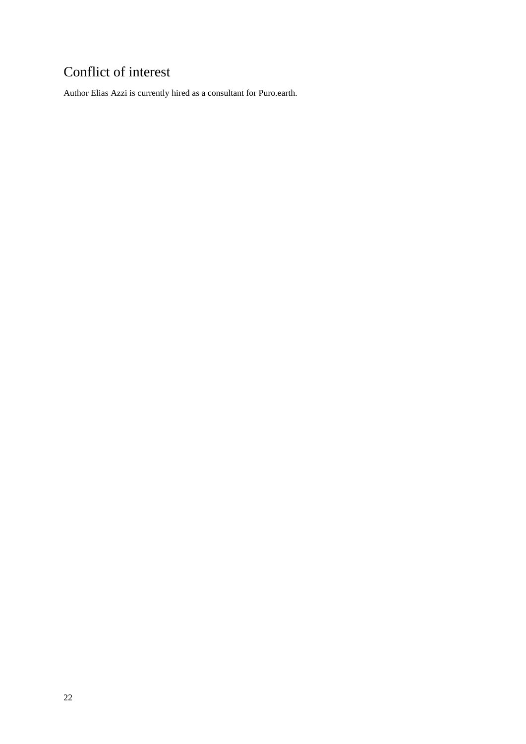# Conflict of interest

Author Elias Azzi is currently hired as a consultant for Puro.earth.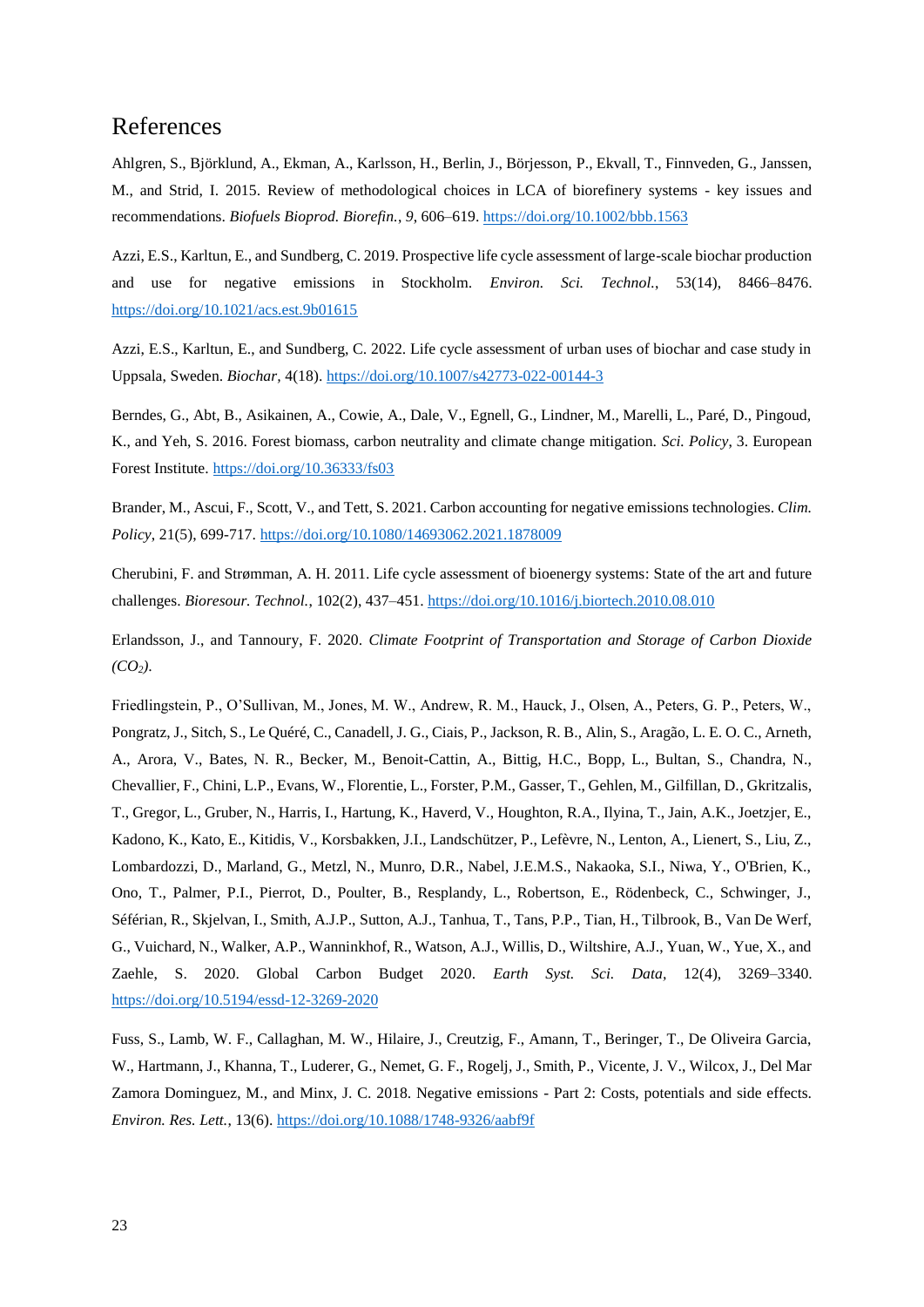# References

Ahlgren, S., Björklund, A., Ekman, A., Karlsson, H., Berlin, J., Börjesson, P., Ekvall, T., Finnveden, G., Janssen, M., and Strid, I. 2015. Review of methodological choices in LCA of biorefinery systems - key issues and recommendations. *Biofuels Bioprod. Biorefin.*, *9*, 606–619. https://doi.org/10.1002/bbb.1563

Azzi, E.S., Karltun, E., and Sundberg, C. 2019. Prospective life cycle assessment of large-scale biochar production and use for negative emissions in Stockholm. *Environ. Sci. Technol.*, 53(14), 8466–8476. https://doi.org/10.1021/acs.est.9b01615

Azzi, E.S., Karltun, E., and Sundberg, C. 2022. Life cycle assessment of urban uses of biochar and case study in Uppsala, Sweden. *Biochar*, 4(18). https://doi.org/10.1007/s42773-022-00144-3

Berndes, G., Abt, B., Asikainen, A., Cowie, A., Dale, V., Egnell, G., Lindner, M., Marelli, L., Paré, D., Pingoud, K., and Yeh, S. 2016. Forest biomass, carbon neutrality and climate change mitigation. *Sci. Policy*, 3. European Forest Institute. https://doi.org/10.36333/fs03

Brander, M., Ascui, F., Scott, V., and Tett, S. 2021. Carbon accounting for negative emissions technologies. *Clim. Policy*, 21(5), 699-717. https://doi.org/10.1080/14693062.2021.1878009

Cherubini, F. and Strømman, A. H. 2011. Life cycle assessment of bioenergy systems: State of the art and future challenges. *Bioresour. Technol.*, 102(2), 437–451. https://doi.org/10.1016/j.biortech.2010.08.010

Erlandsson, J., and Tannoury, F. 2020. *Climate Footprint of Transportation and Storage of Carbon Dioxide ($CO_2$).*

Friedlingstein, P., O'Sullivan, M., Jones, M. W., Andrew, R. M., Hauck, J., Olsen, A., Peters, G. P., Peters, W., Pongratz, J., Sitch, S., Le Quéré, C., Canadell, J. G., Ciais, P., Jackson, R. B., Alin, S., Aragão, L. E. O. C., Arneth, A., Arora, V., Bates, N. R., Becker, M., Benoit-Cattin, A., Bittig, H.C., Bopp, L., Bultan, S., Chandra, N., Chevallier, F., Chini, L.P., Evans, W., Florentie, L., Forster, P.M., Gasser, T., Gehlen, M., Gilfillan, D., Gkritzalis, T., Gregor, L., Gruber, N., Harris, I., Hartung, K., Haverd, V., Houghton, R.A., Ilyina, T., Jain, A.K., Joetzjer, E., Kadono, K., Kato, E., Kitidis, V., Korsbakken, J.I., Landschützer, P., Lefèvre, N., Lenton, A., Lienert, S., Liu, Z., Lombardozzi, D., Marland, G., Metzl, N., Munro, D.R., Nabel, J.E.M.S., Nakaoka, S.I., Niwa, Y., O'Brien, K., Ono, T., Palmer, P.I., Pierrot, D., Poulter, B., Resplandy, L., Robertson, E., Rödenbeck, C., Schwinger, J., Séférian, R., Skjelvan, I., Smith, A.J.P., Sutton, A.J., Tanhua, T., Tans, P.P., Tian, H., Tilbrook, B., Van De Werf, G., Vuichard, N., Walker, A.P., Wanninkhof, R., Watson, A.J., Willis, D., Wiltshire, A.J., Yuan, W., Yue, X., and Zaehle, S. 2020. Global Carbon Budget 2020. *Earth Syst. Sci. Data*, 12(4), 3269–3340. https://doi.org/10.5194/essd-12-3269-2020

Fuss, S., Lamb, W. F., Callaghan, M. W., Hilaire, J., Creutzig, F., Amann, T., Beringer, T., De Oliveira Garcia, W., Hartmann, J., Khanna, T., Luderer, G., Nemet, G. F., Rogelj, J., Smith, P., Vicente, J. V., Wilcox, J., Del Mar Zamora Dominguez, M., and Minx, J. C. 2018. Negative emissions - Part 2: Costs, potentials and side effects. *Environ. Res. Lett.*, 13(6). https://doi.org/10.1088/1748-9326/aabf9f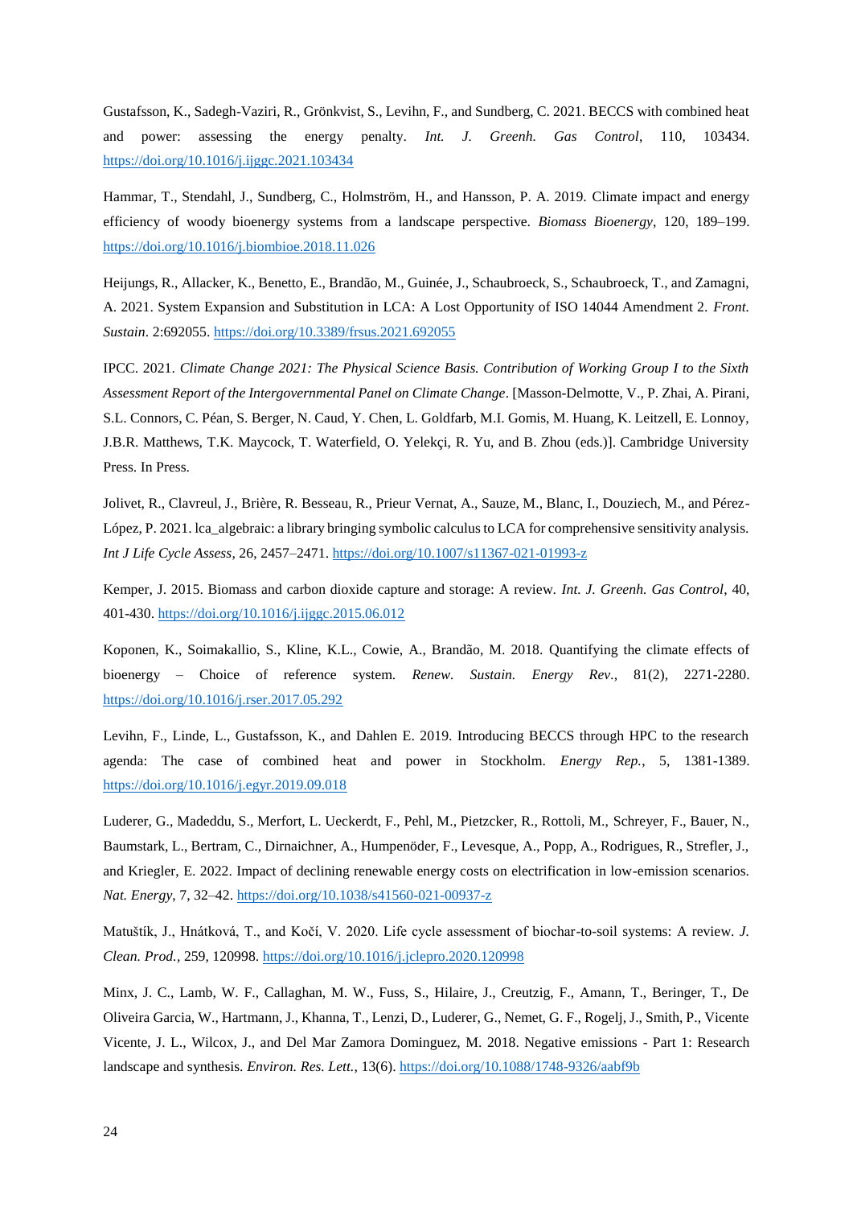Gustafsson, K., Sadegh-Vaziri, R., Grönkvist, S., Levihn, F., and Sundberg, C. 2021. BECCS with combined heat and power: assessing the energy penalty. *Int. J. Greenh. Gas Control*, 110, 103434. https://doi.org/10.1016/j.ijggc.2021.103434

Hammar, T., Stendahl, J., Sundberg, C., Holmström, H., and Hansson, P. A. 2019. Climate impact and energy efficiency of woody bioenergy systems from a landscape perspective. *Biomass Bioenergy*, 120, 189–199. https://doi.org/10.1016/j.biombioe.2018.11.026

Heijungs, R., Allacker, K., Benetto, E., Brandão, M., Guinée, J., Schaubroeck, S., Schaubroeck, T., and Zamagni, A. 2021. System Expansion and Substitution in LCA: A Lost Opportunity of ISO 14044 Amendment 2. *Front. Sustain*. 2:692055. https://doi.org/10.3389/frsus.2021.692055

IPCC. 2021. *Climate Change 2021: The Physical Science Basis. Contribution of Working Group I to the Sixth Assessment Report of the Intergovernmental Panel on Climate Change*. [Masson-Delmotte, V., P. Zhai, A. Pirani, S.L. Connors, C. Péan, S. Berger, N. Caud, Y. Chen, L. Goldfarb, M.I. Gomis, M. Huang, K. Leitzell, E. Lonnoy, J.B.R. Matthews, T.K. Maycock, T. Waterfield, O. Yelekçi, R. Yu, and B. Zhou (eds.)]. Cambridge University Press. In Press.

Jolivet, R., Clavreul, J., Brière, R. Besseau, R., Prieur Vernat, A., Sauze, M., Blanc, I., Douziech, M., and Pérez-López, P. 2021. lca_algebraic: a library bringing symbolic calculus to LCA for comprehensive sensitivity analysis. *Int J Life Cycle Assess*, 26, 2457–2471. https://doi.org/10.1007/s11367-021-01993-z

Kemper, J. 2015. Biomass and carbon dioxide capture and storage: A review. *Int. J. Greenh. Gas Control*, 40, 401-430. https://doi.org/10.1016/j.ijggc.2015.06.012

Koponen, K., Soimakallio, S., Kline, K.L., Cowie, A., Brandão, M. 2018. Quantifying the climate effects of bioenergy – Choice of reference system. *Renew. Sustain. Energy Rev.*, 81(2), 2271-2280. https://doi.org/10.1016/j.rser.2017.05.292

Levihn, F., Linde, L., Gustafsson, K., and Dahlen E. 2019. Introducing BECCS through HPC to the research agenda: The case of combined heat and power in Stockholm. *Energy Rep.*, 5, 1381-1389. https://doi.org/10.1016/j.egyr.2019.09.018

Luderer, G., Madeddu, S., Merfort, L. Ueckerdt, F., Pehl, M., Pietzcker, R., Rottoli, M., Schreyer, F., Bauer, N., Baumstark, L., Bertram, C., Dirnaichner, A., Humpenöder, F., Levesque, A., Popp, A., Rodrigues, R., Strefler, J., and Kriegler, E. 2022. Impact of declining renewable energy costs on electrification in low-emission scenarios. *Nat. Energy*, 7, 32–42. https://doi.org/10.1038/s41560-021-00937-z

Matuštík, J., Hnátková, T., and Kočí, V. 2020. Life cycle assessment of biochar-to-soil systems: A review. *J. Clean. Prod.*, 259, 120998. https://doi.org/10.1016/j.jclepro.2020.120998

Minx, J. C., Lamb, W. F., Callaghan, M. W., Fuss, S., Hilaire, J., Creutzig, F., Amann, T., Beringer, T., De Oliveira Garcia, W., Hartmann, J., Khanna, T., Lenzi, D., Luderer, G., Nemet, G. F., Rogelj, J., Smith, P., Vicente Vicente, J. L., Wilcox, J., and Del Mar Zamora Dominguez, M. 2018. Negative emissions - Part 1: Research landscape and synthesis. *Environ. Res. Lett.*, 13(6). https://doi.org/10.1088/1748-9326/aabf9b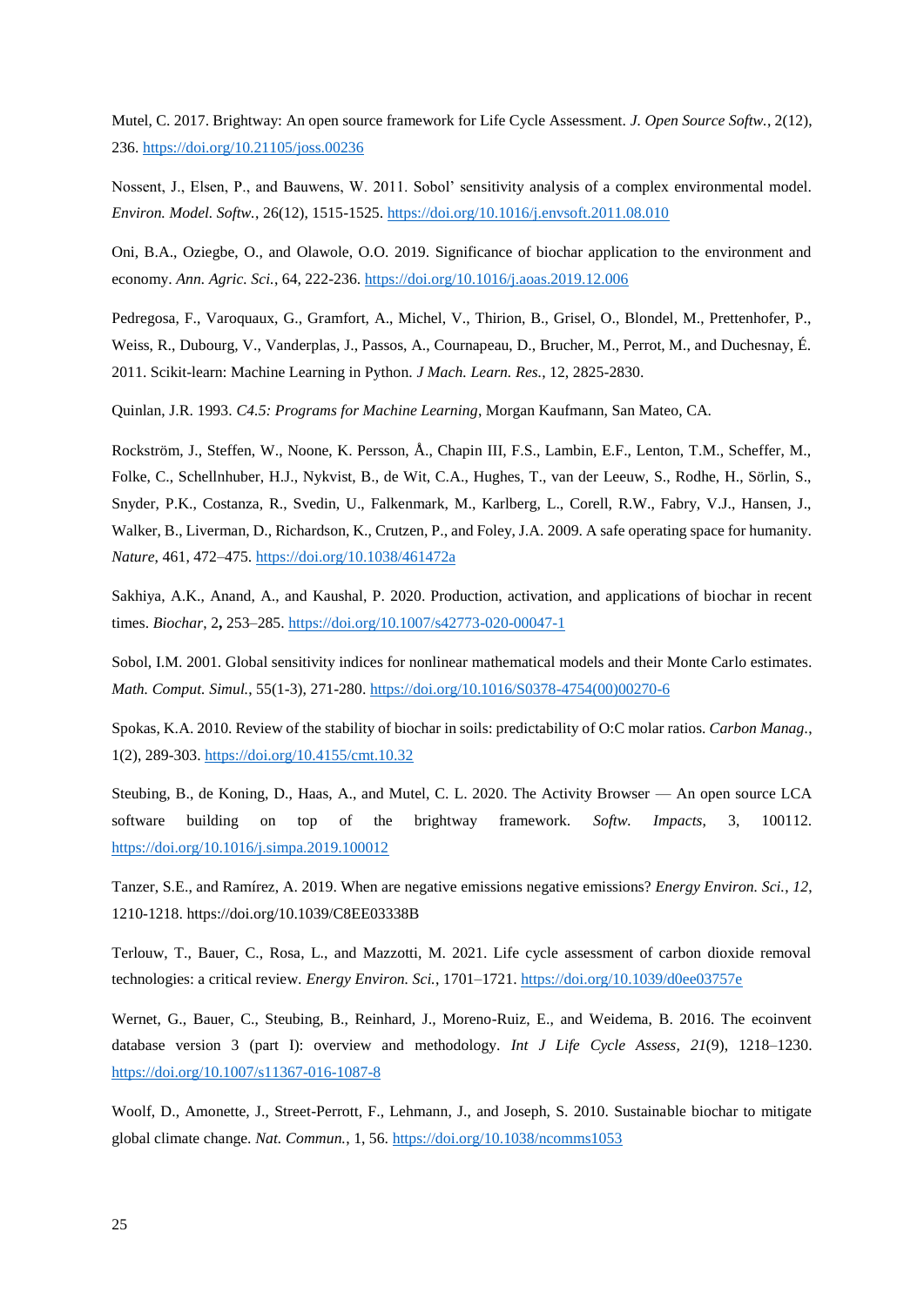Mutel, C. 2017. Brightway: An open source framework for Life Cycle Assessment. *J. Open Source Softw.*, 2(12), 236. https://doi.org/10.21105/joss.00236

Nossent, J., Elsen, P., and Bauwens, W. 2011. Sobol' sensitivity analysis of a complex environmental model. *Environ. Model. Softw.*, 26(12), 1515-1525. https://doi.org/10.1016/j.envsoft.2011.08.010

Oni, B.A., Oziegbe, O., and Olawole, O.O. 2019. Significance of biochar application to the environment and economy. *Ann. Agric. Sci.*, 64, 222-236. https://doi.org/10.1016/j.aoas.2019.12.006

Pedregosa, F., Varoquaux, G., Gramfort, A., Michel, V., Thirion, B., Grisel, O., Blondel, M., Prettenhofer, P., Weiss, R., Dubourg, V., Vanderplas, J., Passos, A., Cournapeau, D., Brucher, M., Perrot, M., and Duchesnay, É. 2011. Scikit-learn: Machine Learning in Python. *J Mach. Learn. Res.*, 12, 2825-2830.

Quinlan, J.R. 1993. *C4.5: Programs for Machine Learning*, Morgan Kaufmann, San Mateo, CA.

Rockström, J., Steffen, W., Noone, K. Persson, Å., Chapin III, F.S., Lambin, E.F., Lenton, T.M., Scheffer, M., Folke, C., Schellnhuber, H.J., Nykvist, B., de Wit, C.A., Hughes, T., van der Leeuw, S., Rodhe, H., Sörlin, S., Snyder, P.K., Costanza, R., Svedin, U., Falkenmark, M., Karlberg, L., Corell, R.W., Fabry, V.J., Hansen, J., Walker, B., Liverman, D., Richardson, K., Crutzen, P., and Foley, J.A. 2009. A safe operating space for humanity. *Nature*, 461, 472–475. https://doi.org/10.1038/461472a

Sakhiya, A.K., Anand, A., and Kaushal, P. 2020. Production, activation, and applications of biochar in recent times. *Biochar*, 2**,** 253–285. https://doi.org/10.1007/s42773-020-00047-1

Sobol, I.M. 2001. Global sensitivity indices for nonlinear mathematical models and their Monte Carlo estimates. *Math. Comput. Simul.*, 55(1-3), 271-280. https://doi.org/10.1016/S0378-4754(00)00270-6

Spokas, K.A. 2010. Review of the stability of biochar in soils: predictability of O:C molar ratios. *Carbon Manag.*, 1(2), 289-303. https://doi.org/10.4155/cmt.10.32

Steubing, B., de Koning, D., Haas, A., and Mutel, C. L. 2020. The Activity Browser — An open source LCA software building on top of the brightway framework. *Softw. Impacts*, 3, 100112. https://doi.org/10.1016/j.simpa.2019.100012

Tanzer, S.E., and Ramírez, A. 2019. When are negative emissions negative emissions? *Energy Environ. Sci.*, *12*, 1210-1218. https://doi.org/10.1039/C8EE03338B

Terlouw, T., Bauer, C., Rosa, L., and Mazzotti, M. 2021. Life cycle assessment of carbon dioxide removal technologies: a critical review. *Energy Environ. Sci.*, 1701–1721. https://doi.org/10.1039/d0ee03757e

Wernet, G., Bauer, C., Steubing, B., Reinhard, J., Moreno-Ruiz, E., and Weidema, B. 2016. The ecoinvent database version 3 (part I): overview and methodology. *Int J Life Cycle Assess*, *21*(9), 1218–1230. https://doi.org/10.1007/s11367-016-1087-8

Woolf, D., Amonette, J., Street-Perrott, F., Lehmann, J., and Joseph, S. 2010. Sustainable biochar to mitigate global climate change. *Nat. Commun.*, 1, 56. https://doi.org/10.1038/ncomms1053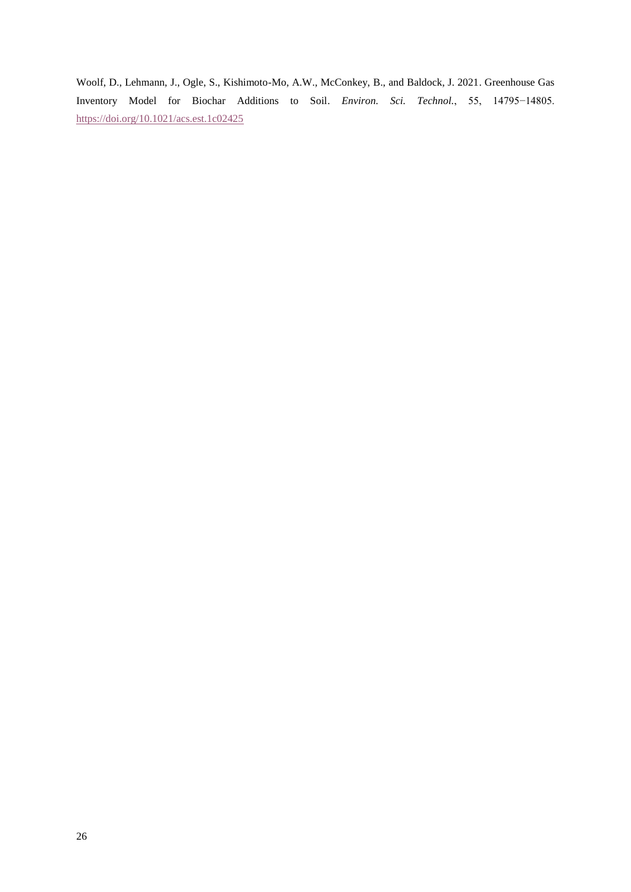Woolf, D., Lehmann, J., Ogle, S., Kishimoto-Mo, A.W., McConkey, B., and Baldock, J. 2021. Greenhouse Gas Inventory Model for Biochar Additions to Soil. *Environ. Sci. Technol.*, 55, 14795−14805. https://doi.org/10.1021/acs.est.1c02425